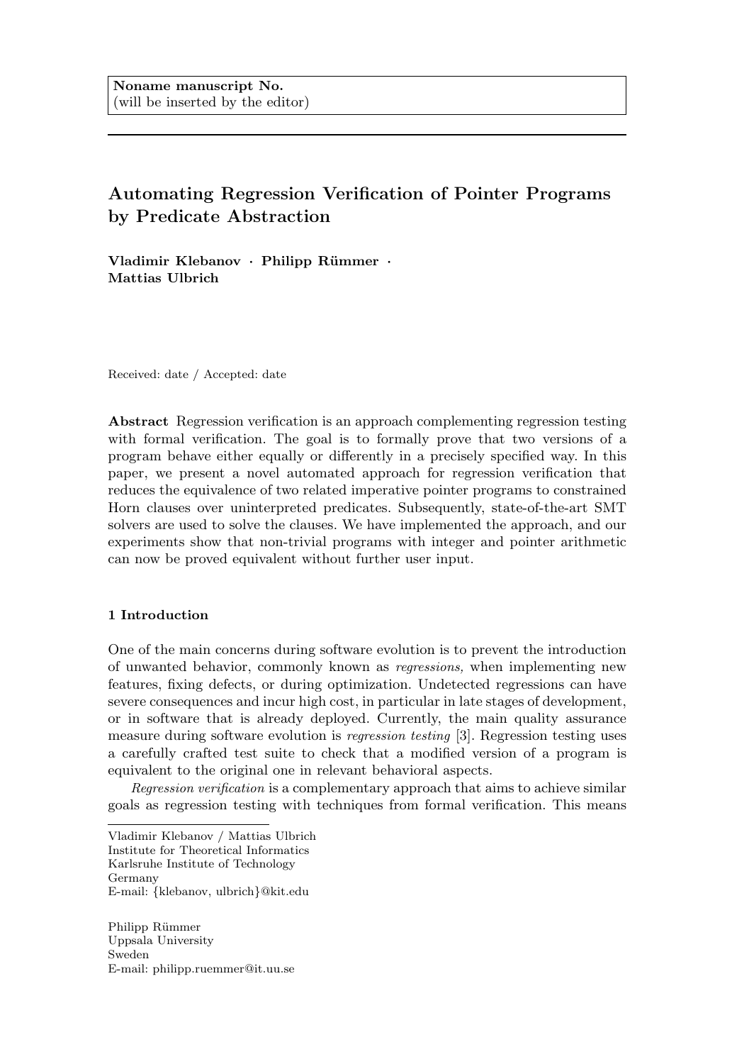Noname manuscript No.
(will be inserted by the editor)

# Automating Regression Verification of Pointer Programs by Predicate Abstraction

**Vladimir Klebanov · Philipp Rümmer · Mattias Ulbrich**

Received: date / Accepted: date

**Abstract** Regression verification is an approach complementing regression testing with formal verification. The goal is to formally prove that two versions of a program behave either equally or differently in a precisely specified way. In this paper, we present a novel automated approach for regression verification that reduces the equivalence of two related imperative pointer programs to constrained Horn clauses over uninterpreted predicates. Subsequently, state-of-the-art SMT solvers are used to solve the clauses. We have implemented the approach, and our experiments show that non-trivial programs with integer and pointer arithmetic can now be proved equivalent without further user input.

## 1 Introduction

One of the main concerns during software evolution is to prevent the introduction of unwanted behavior, commonly known as *regressions,* when implementing new features, fixing defects, or during optimization. Undetected regressions can have severe consequences and incur high cost, in particular in late stages of development, or in software that is already deployed. Currently, the main quality assurance measure during software evolution is *regression testing* [3]. Regression testing uses a carefully crafted test suite to check that a modified version of a program is equivalent to the original one in relevant behavioral aspects.

*Regression verification* is a complementary approach that aims to achieve similar goals as regression testing with techniques from formal verification. This means

Vladimir Klebanov / Mattias Ulbrich
Institute for Theoretical Informatics
Karlsruhe Institute of Technology
Germany
E-mail: {klebanov, ulbrich}@kit.edu

Philipp Rümmer
Uppsala University
Sweden
E-mail: philipp.ruemmer@it.uu.se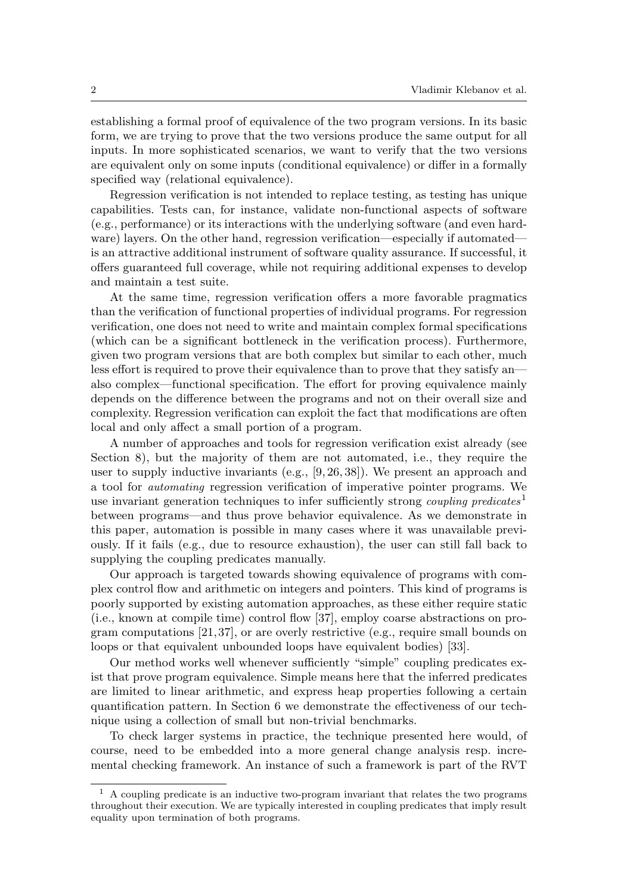establishing a formal proof of equivalence of the two program versions. In its basic form, we are trying to prove that the two versions produce the same output for all inputs. In more sophisticated scenarios, we want to verify that the two versions are equivalent only on some inputs (conditional equivalence) or differ in a formally specified way (relational equivalence).

Regression verification is not intended to replace testing, as testing has unique capabilities. Tests can, for instance, validate non-functional aspects of software (e.g., performance) or its interactions with the underlying software (and even hardware) layers. On the other hand, regression verification—especially if automated—is an attractive additional instrument of software quality assurance. If successful, it offers guaranteed full coverage, while not requiring additional expenses to develop and maintain a test suite.

At the same time, regression verification offers a more favorable pragmatics than the verification of functional properties of individual programs. For regression verification, one does not need to write and maintain complex formal specifications (which can be a significant bottleneck in the verification process). Furthermore, given two program versions that are both complex but similar to each other, much less effort is required to prove their equivalence than to prove that they satisfy an—also complex—functional specification. The effort for proving equivalence mainly depends on the difference between the programs and not on their overall size and complexity. Regression verification can exploit the fact that modifications are often local and only affect a small portion of a program.

A number of approaches and tools for regression verification exist already (see Section 8), but the majority of them are not automated, i.e., they require the user to supply inductive invariants (e.g., [9, 26, 38]). We present an approach and a tool for *automating* regression verification of imperative pointer programs. We use invariant generation techniques to infer sufficiently strong *coupling predicates*[1] between programs—and thus prove behavior equivalence. As we demonstrate in this paper, automation is possible in many cases where it was unavailable previously. If it fails (e.g., due to resource exhaustion), the user can still fall back to supplying the coupling predicates manually.

Our approach is targeted towards showing equivalence of programs with complex control flow and arithmetic on integers and pointers. This kind of programs is poorly supported by existing automation approaches, as these either require static (i.e., known at compile time) control flow [37], employ coarse abstractions on program computations [21,37], or are overly restrictive (e.g., require small bounds on loops or that equivalent unbounded loops have equivalent bodies) [33].

Our method works well whenever sufficiently "simple" coupling predicates exist that prove program equivalence. Simple means here that the inferred predicates are limited to linear arithmetic, and express heap properties following a certain quantification pattern. In Section 6 we demonstrate the effectiveness of our technique using a collection of small but non-trivial benchmarks.

To check larger systems in practice, the technique presented here would, of course, need to be embedded into a more general change analysis resp. incremental checking framework. An instance of such a framework is part of the RVT

[1] A coupling predicate is an inductive two-program invariant that relates the two programs throughout their execution. We are typically interested in coupling predicates that imply result equality upon termination of both programs.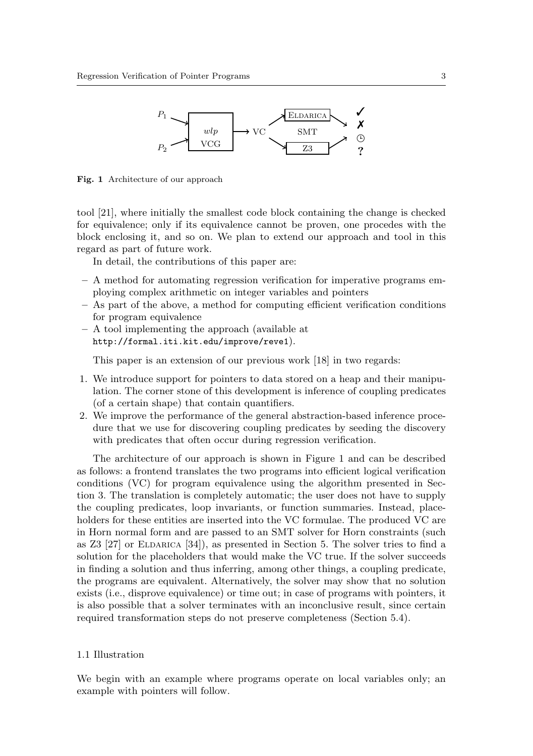$P_1$

$wlp$

VCG

$P_2$

VC

ELDARICA

SMT

Z3

✓

✗

?

**Fig. 1** Architecture of our approach

tool [21], where initially the smallest code block containing the change is checked for equivalence; only if its equivalence cannot be proven, one procedes with the block enclosing it, and so on. We plan to extend our approach and tool in this regard as part of future work.

In detail, the contributions of this paper are:

- A method for automating regression verification for imperative programs employing complex arithmetic on integer variables and pointers
- As part of the above, a method for computing efficient verification conditions for program equivalence
- A tool implementing the approach (available at `http://formal.iti.kit.edu/improve/reve1`).

This paper is an extension of our previous work [18] in two regards:

1. We introduce support for pointers to data stored on a heap and their manipulation. The corner stone of this development is inference of coupling predicates (of a certain shape) that contain quantifiers.
2. We improve the performance of the general abstraction-based inference procedure that we use for discovering coupling predicates by seeding the discovery with predicates that often occur during regression verification.

The architecture of our approach is shown in Figure 1 and can be described as follows: a frontend translates the two programs into efficient logical verification conditions (VC) for program equivalence using the algorithm presented in Section 3. The translation is completely automatic; the user does not have to supply the coupling predicates, loop invariants, or function summaries. Instead, placeholders for these entities are inserted into the VC formulae. The produced VC are in Horn normal form and are passed to an SMT solver for Horn constraints (such as Z3 [27] or ELDARICA [34]), as presented in Section 5. The solver tries to find a solution for the placeholders that would make the VC true. If the solver succeeds in finding a solution and thus inferring, among other things, a coupling predicate, the programs are equivalent. Alternatively, the solver may show that no solution exists (i.e., disprove equivalence) or time out; in case of programs with pointers, it is also possible that a solver terminates with an inconclusive result, since certain required transformation steps do not preserve completeness (Section 5.4).

### 1.1 Illustration

We begin with an example where programs operate on local variables only; an example with pointers will follow.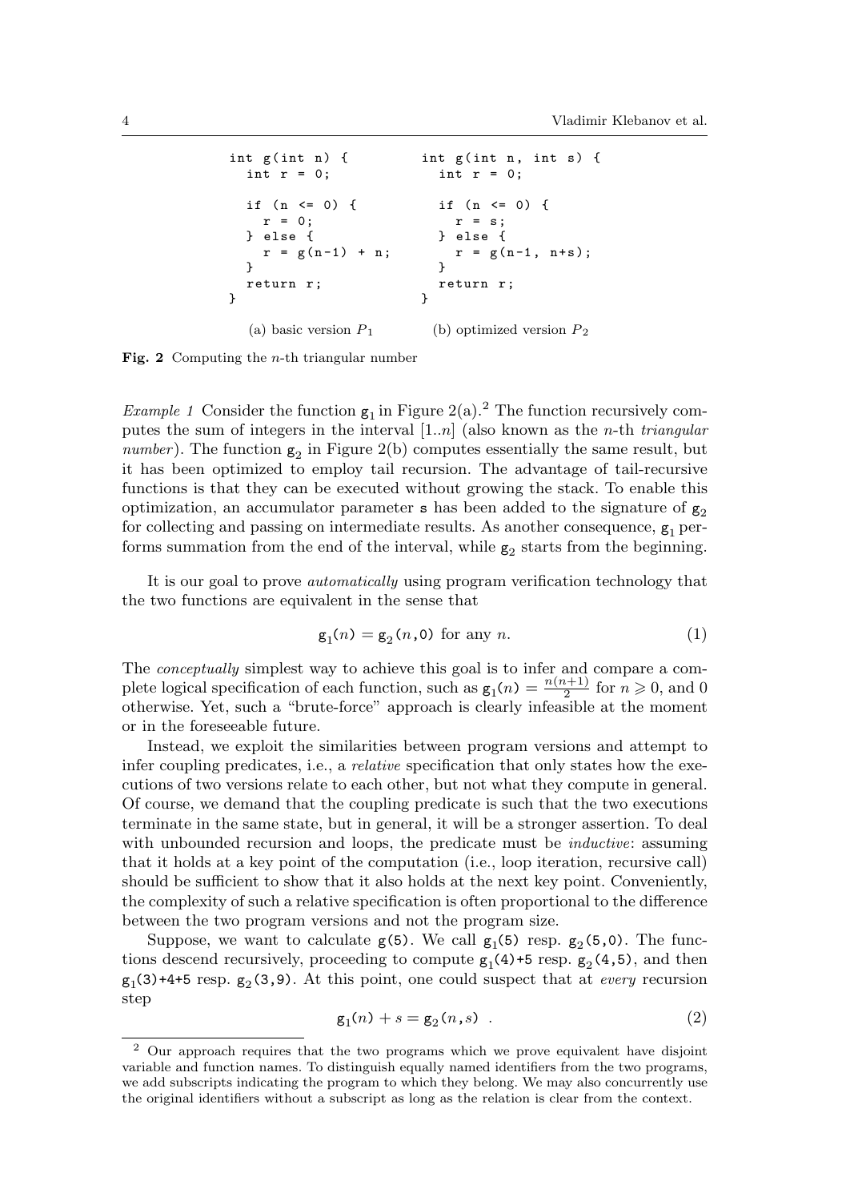```
int g(int n) {
  int r = 0;

  if (n <= 0) {
    r = 0;
  } else {
    r = g(n-1) + n;
  }
  return r;
}
```

(a) basic version $P_1$

```
int g(int n, int s) {
  int r = 0;

  if (n <= 0) {
    r = s;
  } else {
    r = g(n-1, n+s);
  }
  return r;
}
```

(b) optimized version $P_2$

**Fig. 2** Computing the $n$-th triangular number

*Example 1* Consider the function $\mathtt{g}_1$ in Figure 2(a).[2] The function recursively computes the sum of integers in the interval $[1..n]$ (also known as the $n$-th *triangular number*). The function $\mathtt{g}_2$ in Figure 2(b) computes essentially the same result, but it has been optimized to employ tail recursion. The advantage of tail-recursive functions is that they can be executed without growing the stack. To enable this optimization, an accumulator parameter `s` has been added to the signature of $\mathtt{g}_2$ for collecting and passing on intermediate results. As another consequence, $\mathtt{g}_1$ performs summation from the end of the interval, while $\mathtt{g}_2$ starts from the beginning.

It is our goal to prove *automatically* using program verification technology that the two functions are equivalent in the sense that

$$\mathtt{g}_1(n) = \mathtt{g}_2(n,0) \text{ for any } n. \tag{1}$$

The *conceptually* simplest way to achieve this goal is to infer and compare a complete logical specification of each function, such as $\mathtt{g}_1(n) = \frac{n(n+1)}{2}$ for $n \geqslant 0$, and 0 otherwise. Yet, such a "brute-force" approach is clearly infeasible at the moment or in the foreseeable future.

Instead, we exploit the similarities between program versions and attempt to infer coupling predicates, i.e., a *relative* specification that only states how the executions of two versions relate to each other, but not what they compute in general. Of course, we demand that the coupling predicate is such that the two executions terminate in the same state, but in general, it will be a stronger assertion. To deal with unbounded recursion and loops, the predicate must be *inductive*: assuming that it holds at a key point of the computation (i.e., loop iteration, recursive call) should be sufficient to show that it also holds at the next key point. Conveniently, the complexity of such a relative specification is often proportional to the difference between the two program versions and not the program size.

Suppose, we want to calculate `g(5)`. We call $\mathtt{g}_1\mathtt{(5)}$ resp. $\mathtt{g}_2\mathtt{(5,0)}$. The functions descend recursively, proceeding to compute $\mathtt{g}_1\mathtt{(4)+5}$ resp. $\mathtt{g}_2\mathtt{(4,5)}$, and then $\mathtt{g}_1\mathtt{(3)+4+5}$ resp. $\mathtt{g}_2\mathtt{(3,9)}$. At this point, one could suspect that at *every* recursion step

$$\mathtt{g}_1(n) + s = \mathtt{g}_2(n,s) \ . \tag{2}$$

[2] Our approach requires that the two programs which we prove equivalent have disjoint variable and function names. To distinguish equally named identifiers from the two programs, we add subscripts indicating the program to which they belong. We may also concurrently use the original identifiers without a subscript as long as the relation is clear from the context.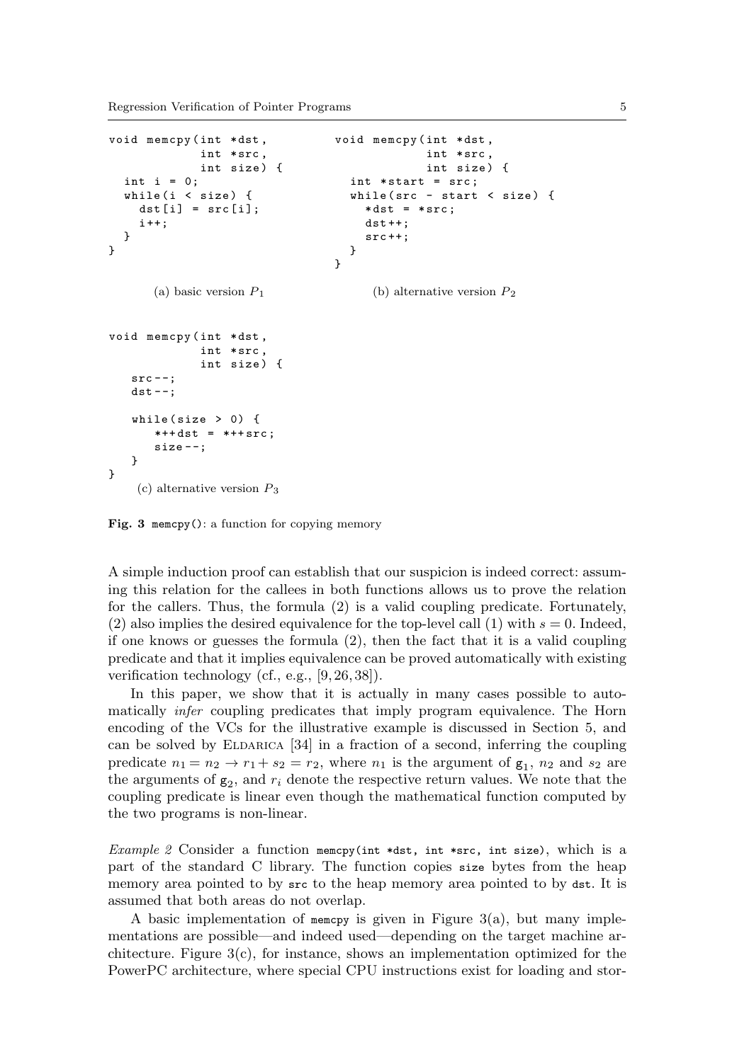```
void memcpy(int *dst,
            int *src,
            int size) {
  int i = 0;
  while(i < size) {
    dst[i] = src[i];
    i++;
  }
}
```

(a) basic version $P_1$

```
void memcpy(int *dst,
            int *src,
            int size) {
  int *start = src;
  while(src - start < size) {
    *dst = *src;
    dst++;
    src++;
  }
}
```

(b) alternative version $P_2$

```
void memcpy(int *dst,
            int *src,
            int size) {
   src--;
   dst--;

   while(size > 0) {
      *++dst = *++src;
      size--;
   }
}
```

(c) alternative version $P_3$

**Fig. 3** `memcpy()`: a function for copying memory

A simple induction proof can establish that our suspicion is indeed correct: assuming this relation for the callees in both functions allows us to prove the relation for the callers. Thus, the formula (2) is a valid coupling predicate. Fortunately, (2) also implies the desired equivalence for the top-level call (1) with $s = 0$. Indeed, if one knows or guesses the formula (2), then the fact that it is a valid coupling predicate and that it implies equivalence can be proved automatically with existing verification technology (cf., e.g., [9, 26, 38]).

In this paper, we show that it is actually in many cases possible to automatically *infer* coupling predicates that imply program equivalence. The Horn encoding of the VCs for the illustrative example is discussed in Section 5, and can be solved by Eldarica [34] in a fraction of a second, inferring the coupling predicate $n_1 = n_2 \to r_1 + s_2 = r_2$, where $n_1$ is the argument of $\mathtt{g}_1$, $n_2$ and $s_2$ are the arguments of $\mathtt{g}_2$, and $r_i$ denote the respective return values. We note that the coupling predicate is linear even though the mathematical function computed by the two programs is non-linear.

*Example 2* Consider a function `memcpy(int *dst, int *src, int size)`, which is a part of the standard C library. The function copies `size` bytes from the heap memory area pointed to by `src` to the heap memory area pointed to by `dst`. It is assumed that both areas do not overlap.

A basic implementation of `memcpy` is given in Figure 3(a), but many implementations are possible—and indeed used—depending on the target machine architecture. Figure 3(c), for instance, shows an implementation optimized for the PowerPC architecture, where special CPU instructions exist for loading and stor-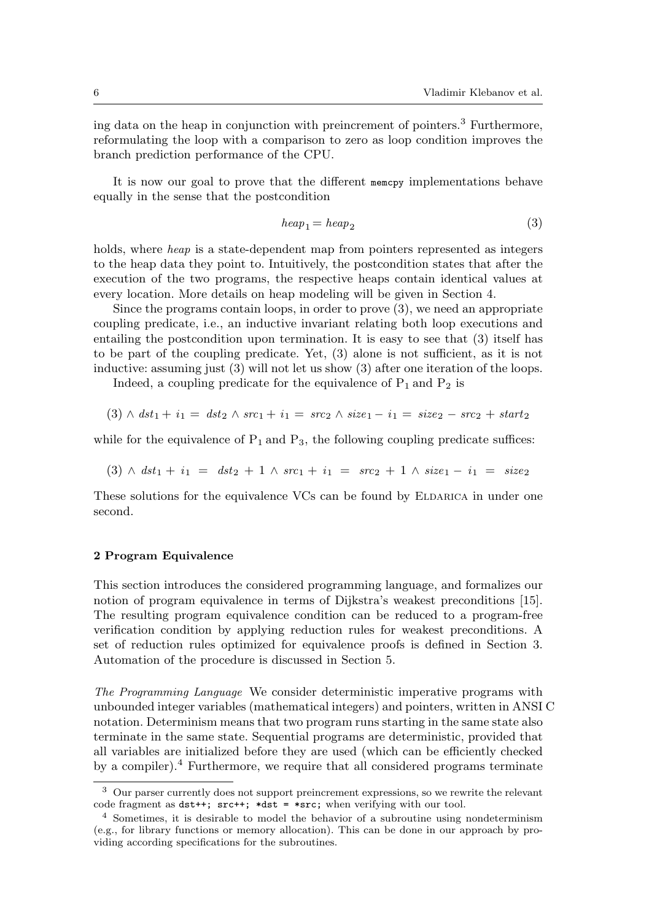ing data on the heap in conjunction with preincrement of pointers.[3] Furthermore, reformulating the loop with a comparison to zero as loop condition improves the branch prediction performance of the CPU.

It is now our goal to prove that the different `memcpy` implementations behave equally in the sense that the postcondition

$$heap_1 = heap_2 \tag{3}$$

holds, where *heap* is a state-dependent map from pointers represented as integers to the heap data they point to. Intuitively, the postcondition states that after the execution of the two programs, the respective heaps contain identical values at every location. More details on heap modeling will be given in Section 4.

Since the programs contain loops, in order to prove (3), we need an appropriate coupling predicate, i.e., an inductive invariant relating both loop executions and entailing the postcondition upon termination. It is easy to see that (3) itself has to be part of the coupling predicate. Yet, (3) alone is not sufficient, as it is not inductive: assuming just (3) will not let us show (3) after one iteration of the loops.

Indeed, a coupling predicate for the equivalence of $P_1$ and $P_2$ is

$$(3) \wedge dst_1 + i_1 = dst_2 \wedge src_1 + i_1 = src_2 \wedge size_1 - i_1 = size_2 - src_2 + start_2$$

while for the equivalence of $P_1$ and $P_3$, the following coupling predicate suffices:

$$(3) \wedge dst_1 + i_1 = dst_2 + 1 \wedge src_1 + i_1 = src_2 + 1 \wedge size_1 - i_1 = size_2$$

These solutions for the equivalence VCs can be found by Eldarica in under one second.

## 2 Program Equivalence

This section introduces the considered programming language, and formalizes our notion of program equivalence in terms of Dijkstra's weakest preconditions [15]. The resulting program equivalence condition can be reduced to a program-free verification condition by applying reduction rules for weakest preconditions. A set of reduction rules optimized for equivalence proofs is defined in Section 3. Automation of the procedure is discussed in Section 5.

*The Programming Language* We consider deterministic imperative programs with unbounded integer variables (mathematical integers) and pointers, written in ANSI C notation. Determinism means that two program runs starting in the same state also terminate in the same state. Sequential programs are deterministic, provided that all variables are initialized before they are used (which can be efficiently checked by a compiler).[4] Furthermore, we require that all considered programs terminate

[3] Our parser currently does not support preincrement expressions, so we rewrite the relevant code fragment as `dst++; src++; *dst = *src;` when verifying with our tool.

[4] Sometimes, it is desirable to model the behavior of a subroutine using nondeterminism (e.g., for library functions or memory allocation). This can be done in our approach by providing according specifications for the subroutines.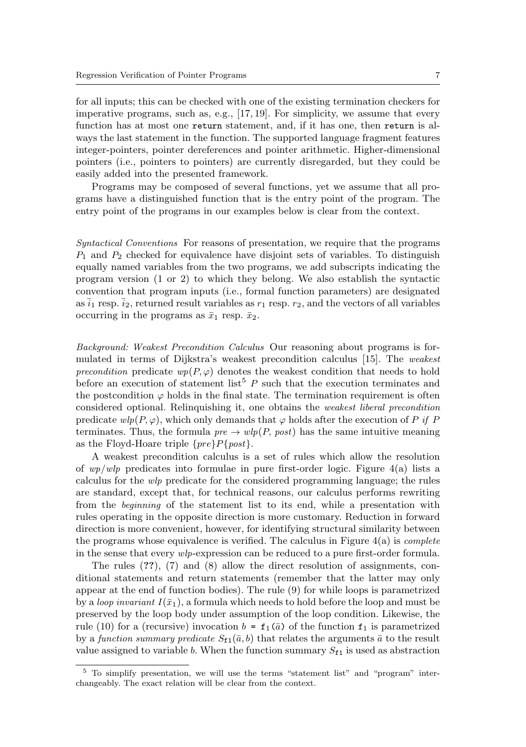for all inputs; this can be checked with one of the existing termination checkers for imperative programs, such as, e.g., [17, 19]. For simplicity, we assume that every function has at most one `return` statement, and, if it has one, then `return` is always the last statement in the function. The supported language fragment features integer-pointers, pointer dereferences and pointer arithmetic. Higher-dimensional pointers (i.e., pointers to pointers) are currently disregarded, but they could be easily added into the presented framework.

Programs may be composed of several functions, yet we assume that all programs have a distinguished function that is the entry point of the program. The entry point of the programs in our examples below is clear from the context.

*Syntactical Conventions* For reasons of presentation, we require that the programs $P_1$ and $P_2$ checked for equivalence have disjoint sets of variables. To distinguish equally named variables from the two programs, we add subscripts indicating the program version (1 or 2) to which they belong. We also establish the syntactic convention that program inputs (i.e., formal function parameters) are designated as $\bar{i}_1$ resp. $\bar{i}_2$, returned result variables as $r_1$ resp. $r_2$, and the vectors of all variables occurring in the programs as $\bar{x}_1$ resp. $\bar{x}_2$.

*Background: Weakest Precondition Calculus* Our reasoning about programs is formulated in terms of Dijkstra's weakest precondition calculus [15]. The *weakest precondition* predicate $wp(P, \varphi)$ denotes the weakest condition that needs to hold before an execution of statement list[5] $P$ such that the execution terminates and the postcondition $\varphi$ holds in the final state. The termination requirement is often considered optional. Relinquishing it, one obtains the *weakest liberal precondition* predicate $wlp(P, \varphi)$, which only demands that $\varphi$ holds after the execution of $P$ *if* $P$ terminates. Thus, the formula $pre \rightarrow wlp(P, post)$ has the same intuitive meaning as the Floyd-Hoare triple $\{pre\}P\{post\}$.

A weakest precondition calculus is a set of rules which allow the resolution of $wp/wlp$ predicates into formulae in pure first-order logic. Figure 4(a) lists a calculus for the $wlp$ predicate for the considered programming language; the rules are standard, except that, for technical reasons, our calculus performs rewriting from the *beginning* of the statement list to its end, while a presentation with rules operating in the opposite direction is more customary. Reduction in forward direction is more convenient, however, for identifying structural similarity between the programs whose equivalence is verified. The calculus in Figure 4(a) is *complete* in the sense that every $wlp$-expression can be reduced to a pure first-order formula.

The rules (**??**), (7) and (8) allow the direct resolution of assignments, conditional statements and return statements (remember that the latter may only appear at the end of function bodies). The rule (9) for while loops is parametrized by a *loop invariant* $I(\bar{x}_1)$, a formula which needs to hold before the loop and must be preserved by the loop body under assumption of the loop condition. Likewise, the rule (10) for a (recursive) invocation $b$ = $\texttt{f}_1(\bar{a})$ of the function $\texttt{f}_1$ is parametrized by a *function summary predicate* $S_{\texttt{f1}}(\bar{a}, b)$ that relates the arguments $\bar{a}$ to the result value assigned to variable $b$. When the function summary $S_{\texttt{f1}}$ is used as abstraction

[5] To simplify presentation, we will use the terms "statement list" and "program" interchangeably. The exact relation will be clear from the context.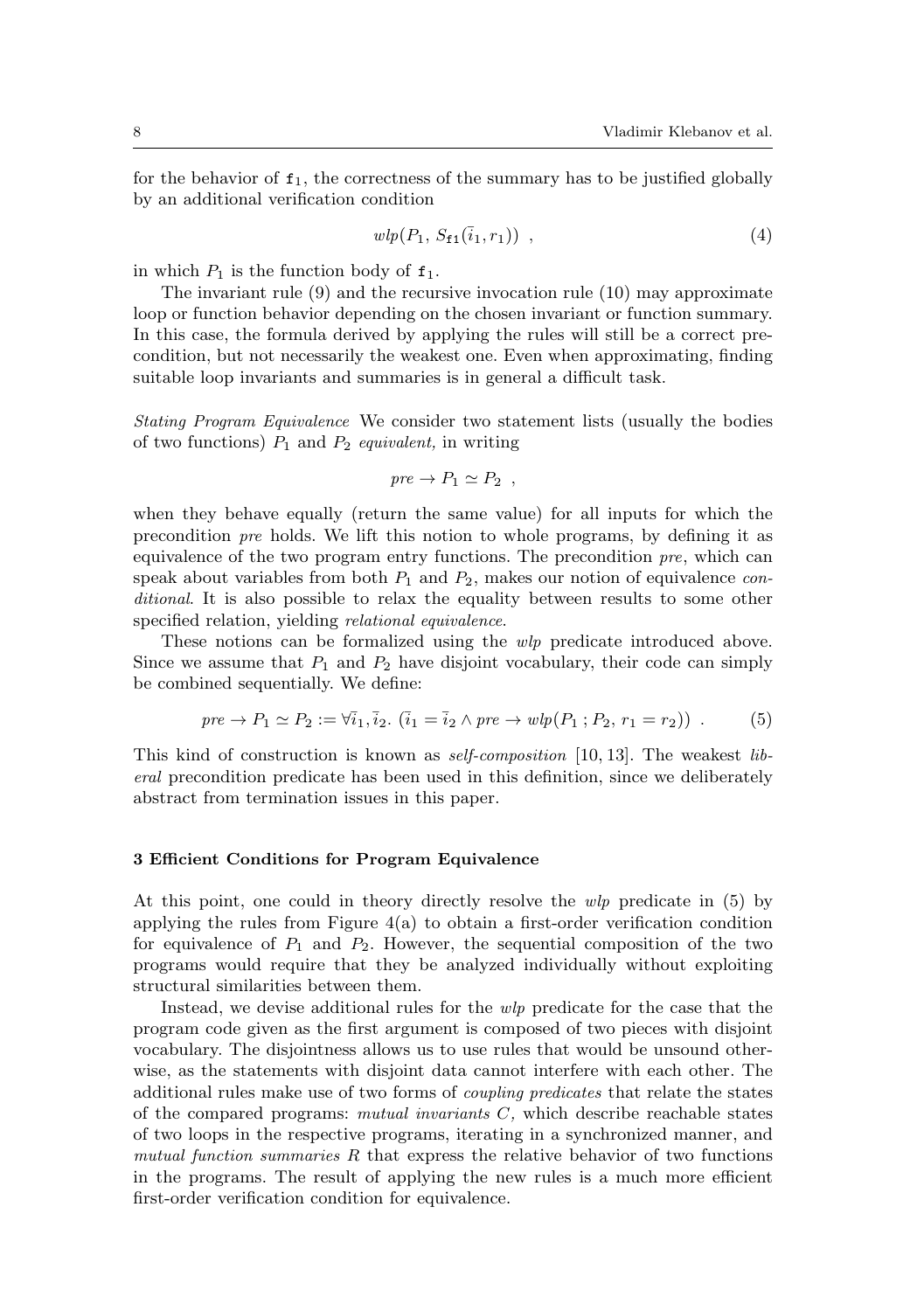for the behavior of $\texttt{f}_1$, the correctness of the summary has to be justified globally by an additional verification condition

$$wlp(P_1,\, S_{\texttt{f1}}(\bar{i}_1, r_1)) \;, \tag{4}$$

in which $P_1$ is the function body of $\texttt{f}_1$.

The invariant rule (9) and the recursive invocation rule (10) may approximate loop or function behavior depending on the chosen invariant or function summary. In this case, the formula derived by applying the rules will still be a correct precondition, but not necessarily the weakest one. Even when approximating, finding suitable loop invariants and summaries is in general a difficult task.

*Stating Program Equivalence* We consider two statement lists (usually the bodies of two functions) $P_1$ and $P_2$ *equivalent,* in writing

$$pre \rightarrow P_1 \simeq P_2 \;,$$

when they behave equally (return the same value) for all inputs for which the precondition $pre$ holds. We lift this notion to whole programs, by defining it as equivalence of the two program entry functions. The precondition $pre$, which can speak about variables from both $P_1$ and $P_2$, makes our notion of equivalence *conditional*. It is also possible to relax the equality between results to some other specified relation, yielding *relational equivalence*.

These notions can be formalized using the $wlp$ predicate introduced above. Since we assume that $P_1$ and $P_2$ have disjoint vocabulary, their code can simply be combined sequentially. We define:

$$pre \rightarrow P_1 \simeq P_2 := \forall \bar{i}_1, \bar{i}_2.\; (\bar{i}_1 = \bar{i}_2 \land pre \rightarrow wlp(P_1\,;P_2,\, r_1 = r_2)) \;. \tag{5}$$

This kind of construction is known as *self-composition* [10, 13]. The weakest *liberal* precondition predicate has been used in this definition, since we deliberately abstract from termination issues in this paper.

### 3 Efficient Conditions for Program Equivalence

At this point, one could in theory directly resolve the $wlp$ predicate in (5) by applying the rules from Figure 4(a) to obtain a first-order verification condition for equivalence of $P_1$ and $P_2$. However, the sequential composition of the two programs would require that they be analyzed individually without exploiting structural similarities between them.

Instead, we devise additional rules for the $wlp$ predicate for the case that the program code given as the first argument is composed of two pieces with disjoint vocabulary. The disjointness allows us to use rules that would be unsound otherwise, as the statements with disjoint data cannot interfere with each other. The additional rules make use of two forms of *coupling predicates* that relate the states of the compared programs: *mutual invariants* $C$*,* which describe reachable states of two loops in the respective programs, iterating in a synchronized manner, and *mutual function summaries* $R$ that express the relative behavior of two functions in the programs. The result of applying the new rules is a much more efficient first-order verification condition for equivalence.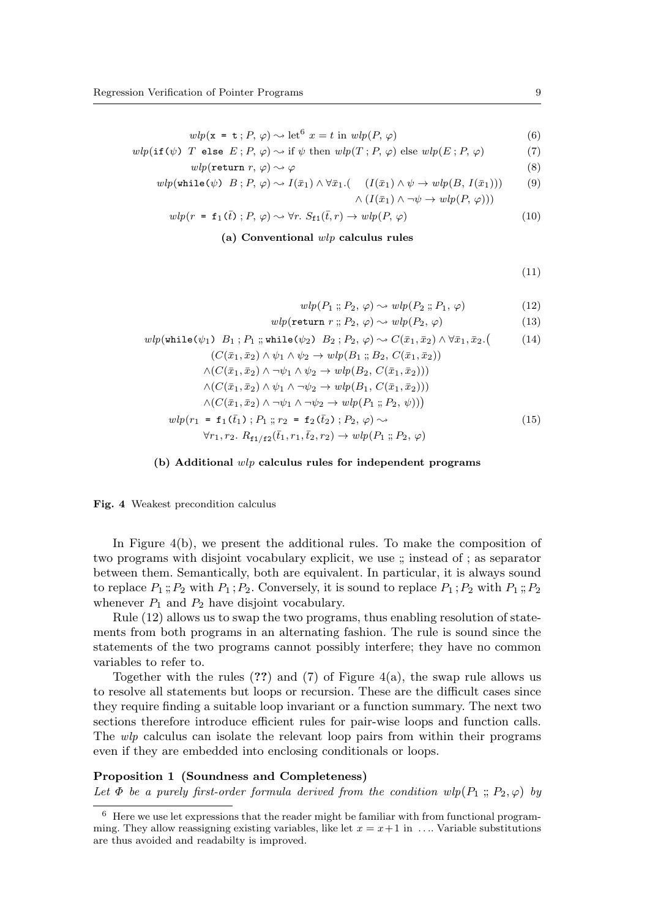$$wlp(\texttt{x = t}\,;P,\,\varphi) \leadsto \text{let}^{6}\ x = t \text{ in } wlp(P,\,\varphi) \tag{6}$$

$$wlp(\texttt{if}(\psi)\ T\ \texttt{else}\ E\,;P,\,\varphi) \leadsto \text{if } \psi \text{ then } wlp(T\,;P,\,\varphi) \text{ else } wlp(E\,;P,\,\varphi) \tag{7}$$

$$wlp(\texttt{return}\ r,\,\varphi) \leadsto \varphi \tag{8}$$

$$\begin{aligned} wlp(\texttt{while}(\psi)\ B\,;P,\,\varphi) \leadsto I(\bar{x}_1) \wedge \forall \bar{x}_1.(\quad &(I(\bar{x}_1) \wedge \psi \rightarrow wlp(B,\,I(\bar{x}_1))) \\ &\wedge (I(\bar{x}_1) \wedge \neg\psi \rightarrow wlp(P,\,\varphi))) \end{aligned} \tag{9}$$

$$wlp(r\ \texttt{= f}_1(\bar{t})\,;P,\,\varphi) \leadsto \forall r.\ S_{\texttt{f1}}(\bar{t}, r) \rightarrow wlp(P,\,\varphi) \tag{10}$$

**(a) Conventional $wlp$ calculus rules**

$$\tag{11}$$

$$wlp(P_1\ ;\!;\ P_2,\,\varphi) \leadsto wlp(P_2\ ;\!;\ P_1,\,\varphi) \tag{12}$$

$$wlp(\texttt{return}\ r\ ;\!;\ P_2,\,\varphi) \leadsto wlp(P_2,\,\varphi) \tag{13}$$

$$\begin{aligned} wlp(\texttt{while}(\psi_1)\ B_1\,;P_1\ ;\!;\ \texttt{while}(\psi_2)\ B_2\,;P_2,\,\varphi) \leadsto\ & C(\bar{x}_1,\bar{x}_2) \wedge \forall \bar{x}_1,\bar{x}_2.\big( \\ &(C(\bar{x}_1,\bar{x}_2) \wedge \psi_1 \wedge \psi_2 \rightarrow wlp(B_1\ ;\!;\ B_2,\,C(\bar{x}_1,\bar{x}_2)) \\ &\wedge(C(\bar{x}_1,\bar{x}_2) \wedge \neg\psi_1 \wedge \psi_2 \rightarrow wlp(B_2,\,C(\bar{x}_1,\bar{x}_2))) \\ &\wedge(C(\bar{x}_1,\bar{x}_2) \wedge \psi_1 \wedge \neg\psi_2 \rightarrow wlp(B_1,\,C(\bar{x}_1,\bar{x}_2))) \\ &\wedge(C(\bar{x}_1,\bar{x}_2) \wedge \neg\psi_1 \wedge \neg\psi_2 \rightarrow wlp(P_1\ ;\!;\ P_2,\,\psi))\big) \end{aligned} \tag{14}$$

$$\begin{aligned} wlp(r_1\ \texttt{= f}_1(\bar{t}_1)\,;P_1\ ;\!;\ r_2\ \texttt{= f}_2(\bar{t}_2)\,;P_2,\,\varphi) \leadsto\ & \\ \forall r_1, r_2.\ R_{\texttt{f1/f2}}(\bar{t}_1, r_1, \bar{t}_2, r_2) \rightarrow wlp(P_1\ ;\!;\ P_2,\,\varphi)& \end{aligned} \tag{15}$$

**(b) Additional $wlp$ calculus rules for independent programs**

**Fig. 4** Weakest precondition calculus

In Figure 4(b), we present the additional rules. To make the composition of two programs with disjoint vocabulary explicit, we use ;; instead of ; as separator between them. Semantically, both are equivalent. In particular, it is always sound to replace $P_1\ ;\!;\ P_2$ with $P_1\,;P_2$. Conversely, it is sound to replace $P_1\,;P_2$ with $P_1\ ;\!;\ P_2$ whenever $P_1$ and $P_2$ have disjoint vocabulary.

Rule (12) allows us to swap the two programs, thus enabling resolution of statements from both programs in an alternating fashion. The rule is sound since the statements of the two programs cannot possibly interfere; they have no common variables to refer to.

Together with the rules (**??**) and (7) of Figure 4(a), the swap rule allows us to resolve all statements but loops or recursion. These are the difficult cases since they require finding a suitable loop invariant or a function summary. The next two sections therefore introduce efficient rules for pair-wise loops and function calls. The $wlp$ calculus can isolate the relevant loop pairs from within their programs even if they are embedded into enclosing conditionals or loops.

**Proposition 1 (Soundness and Completeness)**
*Let $\Phi$ be a purely first-order formula derived from the condition $wlp(P_1\ ;\!;\ P_2,\varphi)$ by*

[6] Here we use let expressions that the reader might be familiar with from functional programming. They allow reassigning existing variables, like let $x = x+1$ in .... Variable substitutions are thus avoided and readabilty is improved.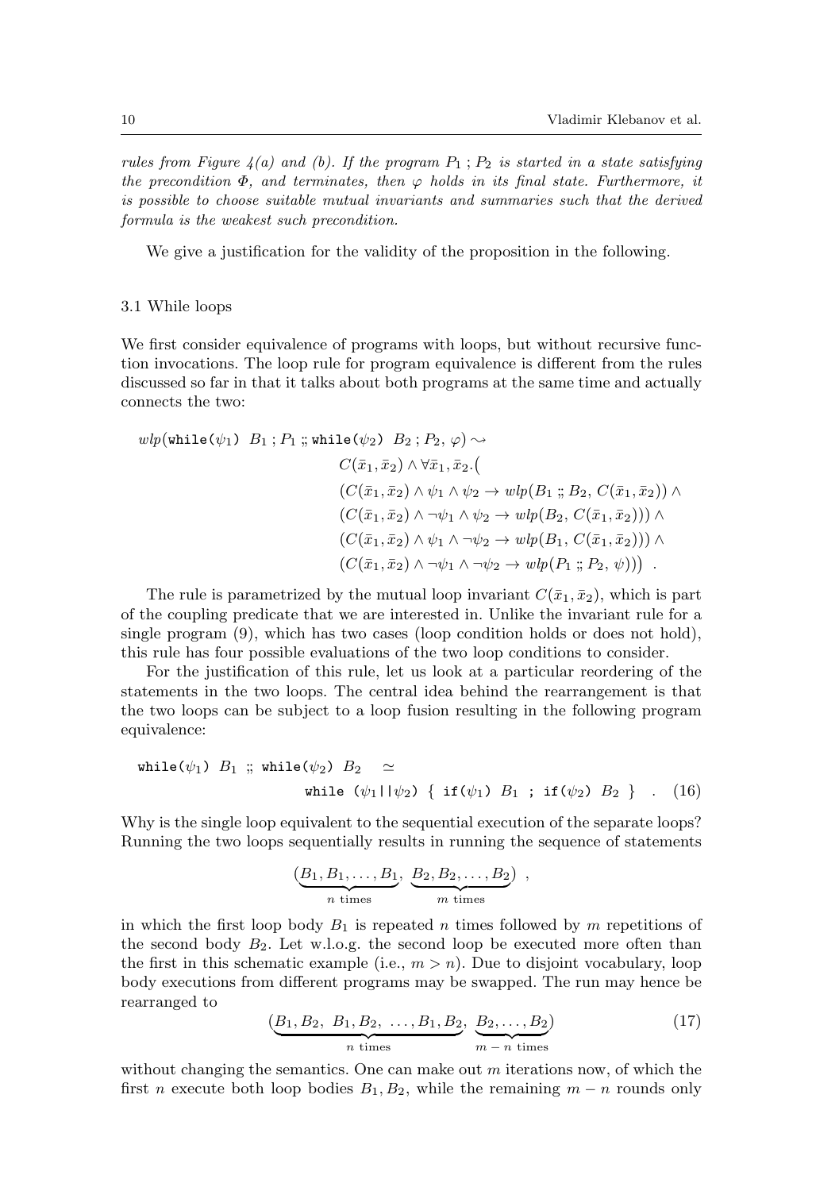*rules from Figure 4(a) and (b). If the program $P_1 \,;\, P_2$ is started in a state satisfying the precondition $\Phi$, and terminates, then $\varphi$ holds in its final state. Furthermore, it is possible to choose suitable mutual invariants and summaries such that the derived formula is the weakest such precondition.*

We give a justification for the validity of the proposition in the following.

### 3.1 While loops

We first consider equivalence of programs with loops, but without recursive function invocations. The loop rule for program equivalence is different from the rules discussed so far in that it talks about both programs at the same time and actually connects the two:

$$
\begin{aligned}
wlp(\texttt{while(}\psi_1\texttt{)}\ B_1 \,;\, P_1 \,;\!;\, \texttt{while(}\psi_2\texttt{)}\ B_2 \,;\, P_2,\ \varphi) \rightsquigarrow\qquad\qquad & \\
C(\bar{x}_1, \bar{x}_2) \wedge \forall \bar{x}_1, \bar{x}_2 . \big( & \\
(C(\bar{x}_1, \bar{x}_2) \wedge \psi_1 \wedge \psi_2 \rightarrow wlp(B_1 \,;\!;\, B_2,\ C(\bar{x}_1, \bar{x}_2)) \wedge & \\
(C(\bar{x}_1, \bar{x}_2) \wedge \neg\psi_1 \wedge \psi_2 \rightarrow wlp(B_2,\ C(\bar{x}_1, \bar{x}_2))) \wedge & \\
(C(\bar{x}_1, \bar{x}_2) \wedge \psi_1 \wedge \neg\psi_2 \rightarrow wlp(B_1,\ C(\bar{x}_1, \bar{x}_2))) \wedge & \\
(C(\bar{x}_1, \bar{x}_2) \wedge \neg\psi_1 \wedge \neg\psi_2 \rightarrow wlp(P_1 \,;\!;\, P_2,\ \psi))\big) \ . &
\end{aligned}
$$

The rule is parametrized by the mutual loop invariant $C(\bar{x}_1, \bar{x}_2)$, which is part of the coupling predicate that we are interested in. Unlike the invariant rule for a single program (9), which has two cases (loop condition holds or does not hold), this rule has four possible evaluations of the two loop conditions to consider.

For the justification of this rule, let us look at a particular reordering of the statements in the two loops. The central idea behind the rearrangement is that the two loops can be subject to a loop fusion resulting in the following program equivalence:

$$
\texttt{while(}\psi_1\texttt{)}\ B_1 \ ;\!;\ \texttt{while(}\psi_2\texttt{)}\ B_2 \quad \simeq \quad \texttt{while (}\psi_1\texttt{||}\psi_2\texttt{) \{ if(}\psi_1\texttt{)}\ B_1\ \texttt{; if(}\psi_2\texttt{)}\ B_2\ \texttt{\}} \quad . \tag{16}
$$

Why is the single loop equivalent to the sequential execution of the separate loops? Running the two loops sequentially results in running the sequence of statements

$$
(\underbrace{B_1, B_1, \ldots, B_1}_{n \text{ times}},\ \underbrace{B_2, B_2, \ldots, B_2}_{m \text{ times}}) \ ,
$$

in which the first loop body $B_1$ is repeated $n$ times followed by $m$ repetitions of the second body $B_2$. Let w.l.o.g. the second loop be executed more often than the first in this schematic example (i.e., $m > n$). Due to disjoint vocabulary, loop body executions from different programs may be swapped. The run may hence be rearranged to

$$
(\underbrace{B_1, B_2,\ B_1, B_2,\ \ldots, B_1, B_2}_{n \text{ times}},\ \underbrace{B_2, \ldots, B_2}_{m-n \text{ times}}) \tag{17}
$$

without changing the semantics. One can make out $m$ iterations now, of which the first $n$ execute both loop bodies $B_1, B_2$, while the remaining $m - n$ rounds only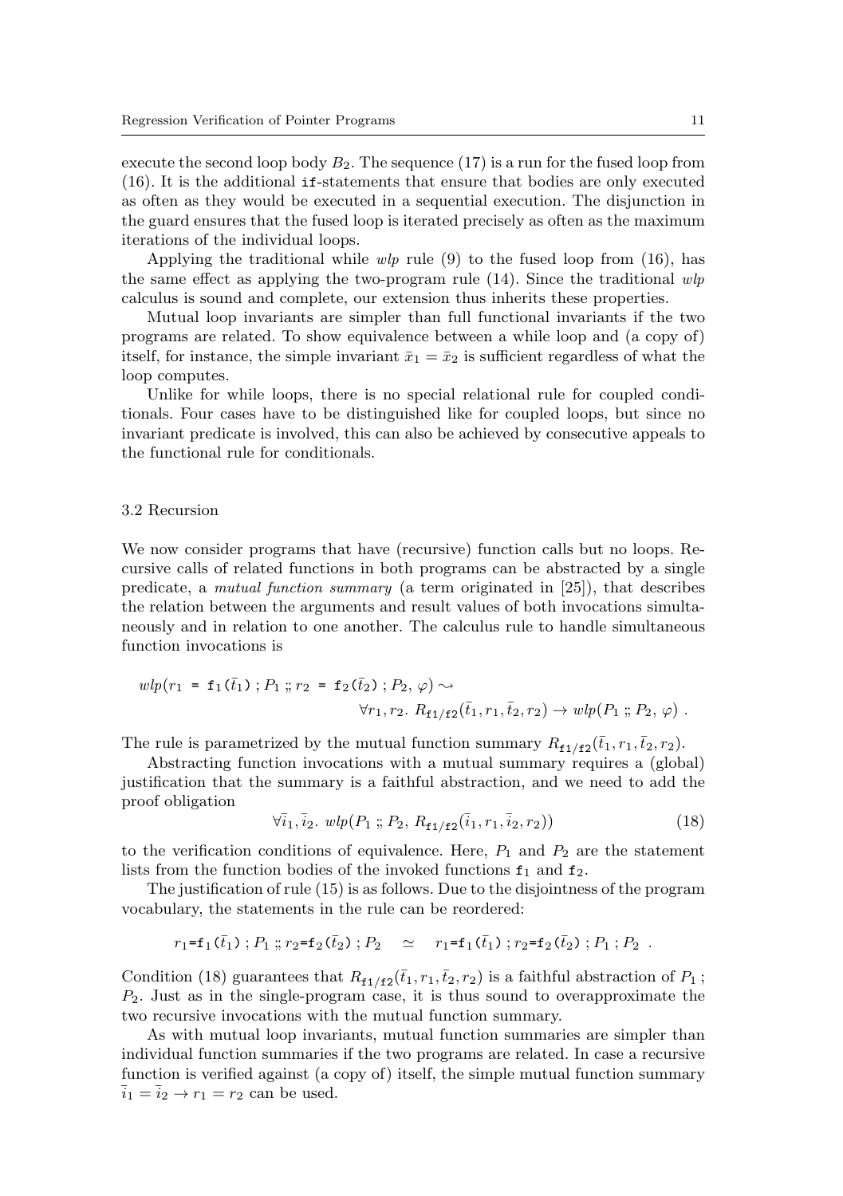execute the second loop body $B_2$. The sequence (17) is a run for the fused loop from (16). It is the additional `if`-statements that ensure that bodies are only executed as often as they would be executed in a sequential execution. The disjunction in the guard ensures that the fused loop is iterated precisely as often as the maximum iterations of the individual loops.

Applying the traditional while *wlp* rule (9) to the fused loop from (16), has the same effect as applying the two-program rule (14). Since the traditional *wlp* calculus is sound and complete, our extension thus inherits these properties.

Mutual loop invariants are simpler than full functional invariants if the two programs are related. To show equivalence between a while loop and (a copy of) itself, for instance, the simple invariant $\bar{x}_1 = \bar{x}_2$ is sufficient regardless of what the loop computes.

Unlike for while loops, there is no special relational rule for coupled conditionals. Four cases have to be distinguished like for coupled loops, but since no invariant predicate is involved, this can also be achieved by consecutive appeals to the functional rule for conditionals.

## 3.2 Recursion

We now consider programs that have (recursive) function calls but no loops. Recursive calls of related functions in both programs can be abstracted by a single predicate, a *mutual function summary* (a term originated in [25]), that describes the relation between the arguments and result values of both invocations simultaneously and in relation to one another. The calculus rule to handle simultaneous function invocations is

$$wlp(r_1 \texttt{ = f}_1\texttt{(}\bar{t}_1\texttt{)} \,;\, P_1 \,;\!;\, r_2 \texttt{ = f}_2\texttt{(}\bar{t}_2\texttt{)} \,;\, P_2,\ \varphi) \rightsquigarrow \forall r_1, r_2.\ R_{\texttt{f1/f2}}(\bar{t}_1, r_1, \bar{t}_2, r_2) \rightarrow wlp(P_1 \,;\!;\, P_2,\ \varphi)\ .$$

The rule is parametrized by the mutual function summary $R_{\texttt{f1/f2}}(\bar{t}_1, r_1, \bar{t}_2, r_2)$.

Abstracting function invocations with a mutual summary requires a (global) justification that the summary is a faithful abstraction, and we need to add the proof obligation

$$\forall \bar{i}_1, \bar{i}_2.\ wlp(P_1 \,;\!;\, P_2,\ R_{\texttt{f1/f2}}(\bar{i}_1, r_1, \bar{i}_2, r_2)) \tag{18}$$

to the verification conditions of equivalence. Here, $P_1$ and $P_2$ are the statement lists from the function bodies of the invoked functions $\texttt{f}_1$ and $\texttt{f}_2$.

The justification of rule (15) is as follows. Due to the disjointness of the program vocabulary, the statements in the rule can be reordered:

$$r_1\texttt{=f}_1\texttt{(}\bar{t}_1\texttt{)} \,;\, P_1 \,;\!;\, r_2\texttt{=f}_2\texttt{(}\bar{t}_2\texttt{)} \,;\, P_2 \quad \simeq \quad r_1\texttt{=f}_1\texttt{(}\bar{t}_1\texttt{)} \,;\, r_2\texttt{=f}_2\texttt{(}\bar{t}_2\texttt{)} \,;\, P_1 \,;\, P_2\ .$$

Condition (18) guarantees that $R_{\texttt{f1/f2}}(\bar{t}_1, r_1, \bar{t}_2, r_2)$ is a faithful abstraction of $P_1$ ; $P_2$. Just as in the single-program case, it is thus sound to overapproximate the two recursive invocations with the mutual function summary.

As with mutual loop invariants, mutual function summaries are simpler than individual function summaries if the two programs are related. In case a recursive function is verified against (a copy of) itself, the simple mutual function summary $\bar{i}_1 = \bar{i}_2 \rightarrow r_1 = r_2$ can be used.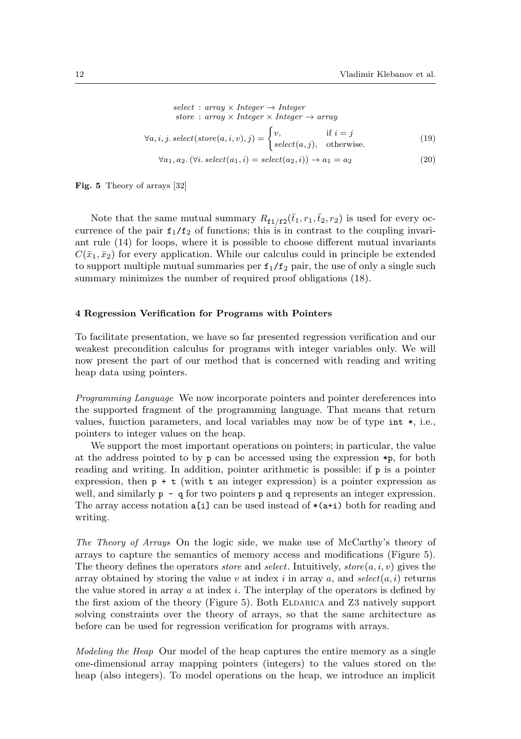$$select : array \times Integer \rightarrow Integer$$
$$store : array \times Integer \times Integer \rightarrow array$$

$$\forall a, i, j.\, select(store(a, i, v), j) = \begin{cases} v, & \text{if } i = j \\ select(a, j), & \text{otherwise.} \end{cases} \tag{19}$$

$$\forall a_1, a_2.\, (\forall i.\, select(a_1, i) = select(a_2, i)) \rightarrow a_1 = a_2 \tag{20}$$

**Fig. 5** Theory of arrays [32]

Note that the same mutual summary $R_{\mathtt{f1}/\mathtt{f2}}(\bar{t}_1, r_1, \bar{t}_2, r_2)$ is used for every occurrence of the pair $\mathtt{f}_1/\mathtt{f}_2$ of functions; this is in contrast to the coupling invariant rule (14) for loops, where it is possible to choose different mutual invariants $C(\bar{x}_1, \bar{x}_2)$ for every application. While our calculus could in principle be extended to support multiple mutual summaries per $\mathtt{f}_1/\mathtt{f}_2$ pair, the use of only a single such summary minimizes the number of required proof obligations (18).

## 4 Regression Verification for Programs with Pointers

To facilitate presentation, we have so far presented regression verification and our weakest precondition calculus for programs with integer variables only. We will now present the part of our method that is concerned with reading and writing heap data using pointers.

*Programming Language* We now incorporate pointers and pointer dereferences into the supported fragment of the programming language. That means that return values, function parameters, and local variables may now be of type `int *`, i.e., pointers to integer values on the heap.

We support the most important operations on pointers; in particular, the value at the address pointed to by `p` can be accessed using the expression `*p`, for both reading and writing. In addition, pointer arithmetic is possible: if `p` is a pointer expression, then `p + t` (with `t` an integer expression) is a pointer expression as well, and similarly `p - q` for two pointers `p` and `q` represents an integer expression. The array access notation `a[i]` can be used instead of `*(a+i)` both for reading and writing.

*The Theory of Arrays* On the logic side, we make use of McCarthy's theory of arrays to capture the semantics of memory access and modifications (Figure 5). The theory defines the operators *store* and *select*. Intuitively, $store(a, i, v)$ gives the array obtained by storing the value $v$ at index $i$ in array $a$, and $select(a, i)$ returns the value stored in array $a$ at index $i$. The interplay of the operators is defined by the first axiom of the theory (Figure 5). Both Eldarica and Z3 natively support solving constraints over the theory of arrays, so that the same architecture as before can be used for regression verification for programs with arrays.

*Modeling the Heap* Our model of the heap captures the entire memory as a single one-dimensional array mapping pointers (integers) to the values stored on the heap (also integers). To model operations on the heap, we introduce an implicit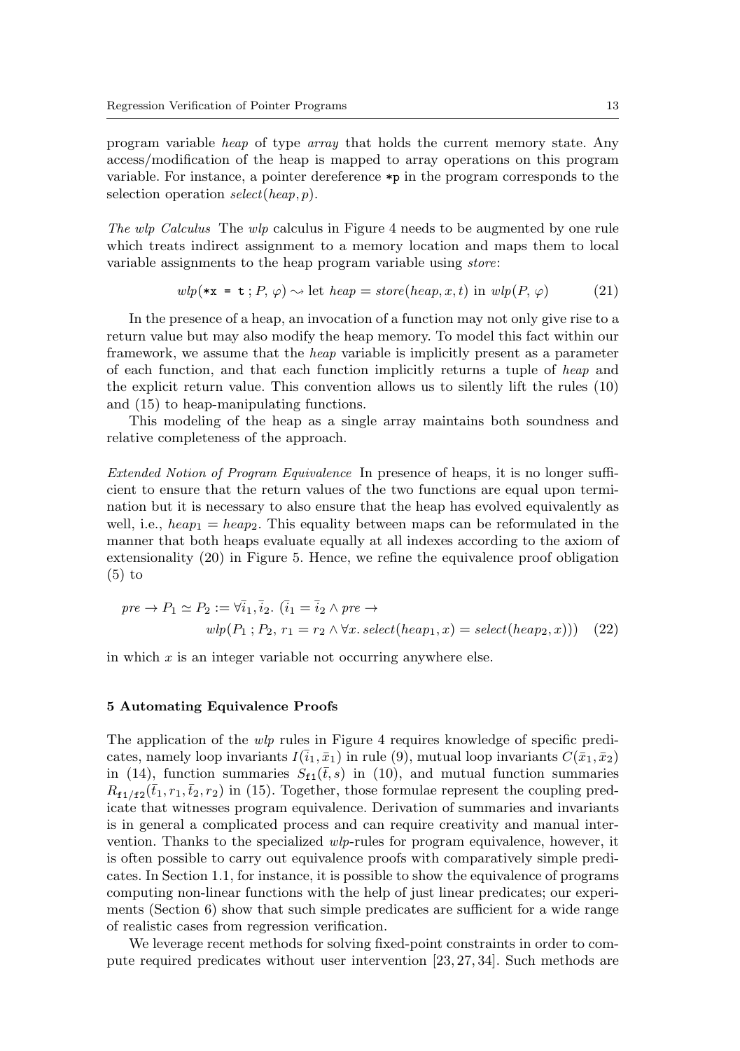program variable *heap* of type *array* that holds the current memory state. Any access/modification of the heap is mapped to array operations on this program variable. For instance, a pointer dereference `*p` in the program corresponds to the selection operation $select(heap, p)$.

*The wlp Calculus* The *wlp* calculus in Figure 4 needs to be augmented by one rule which treats indirect assignment to a memory location and maps them to local variable assignments to the heap program variable using *store*:

$$wlp(\texttt{*x = t}\,;P,\,\varphi) \rightsquigarrow \text{let } heap = store(heap, x, t) \text{ in } wlp(P,\,\varphi) \tag{21}$$

In the presence of a heap, an invocation of a function may not only give rise to a return value but may also modify the heap memory. To model this fact within our framework, we assume that the *heap* variable is implicitly present as a parameter of each function, and that each function implicitly returns a tuple of *heap* and the explicit return value. This convention allows us to silently lift the rules (10) and (15) to heap-manipulating functions.

This modeling of the heap as a single array maintains both soundness and relative completeness of the approach.

*Extended Notion of Program Equivalence* In presence of heaps, it is no longer sufficient to ensure that the return values of the two functions are equal upon termination but it is necessary to also ensure that the heap has evolved equivalently as well, i.e., $heap_1 = heap_2$. This equality between maps can be reformulated in the manner that both heaps evaluate equally at all indexes according to the axiom of extensionality (20) in Figure 5. Hence, we refine the equivalence proof obligation (5) to

$$\begin{aligned} pre \rightarrow P_1 \simeq P_2 := \forall \bar{i}_1, \bar{i}_2.\ (\bar{i}_1 = \bar{i}_2 \wedge pre \rightarrow \\ wlp(P_1\,;P_2,\, r_1 = r_2 \wedge \forall x.\, select(heap_1, x) = select(heap_2, x))) \end{aligned} \tag{22}$$

in which $x$ is an integer variable not occurring anywhere else.

## 5 Automating Equivalence Proofs

The application of the *wlp* rules in Figure 4 requires knowledge of specific predicates, namely loop invariants $I(\bar{i}_1, \bar{x}_1)$ in rule (9), mutual loop invariants $C(\bar{x}_1, \bar{x}_2)$ in (14), function summaries $S_{\texttt{f1}}(\bar{t}, s)$ in (10), and mutual function summaries $R_{\texttt{f1}/\texttt{f2}}(\bar{t}_1, r_1, \bar{t}_2, r_2)$ in (15). Together, those formulae represent the coupling predicate that witnesses program equivalence. Derivation of summaries and invariants is in general a complicated process and can require creativity and manual intervention. Thanks to the specialized *wlp*-rules for program equivalence, however, it is often possible to carry out equivalence proofs with comparatively simple predicates. In Section 1.1, for instance, it is possible to show the equivalence of programs computing non-linear functions with the help of just linear predicates; our experiments (Section 6) show that such simple predicates are sufficient for a wide range of realistic cases from regression verification.

We leverage recent methods for solving fixed-point constraints in order to compute required predicates without user intervention [23, 27, 34]. Such methods are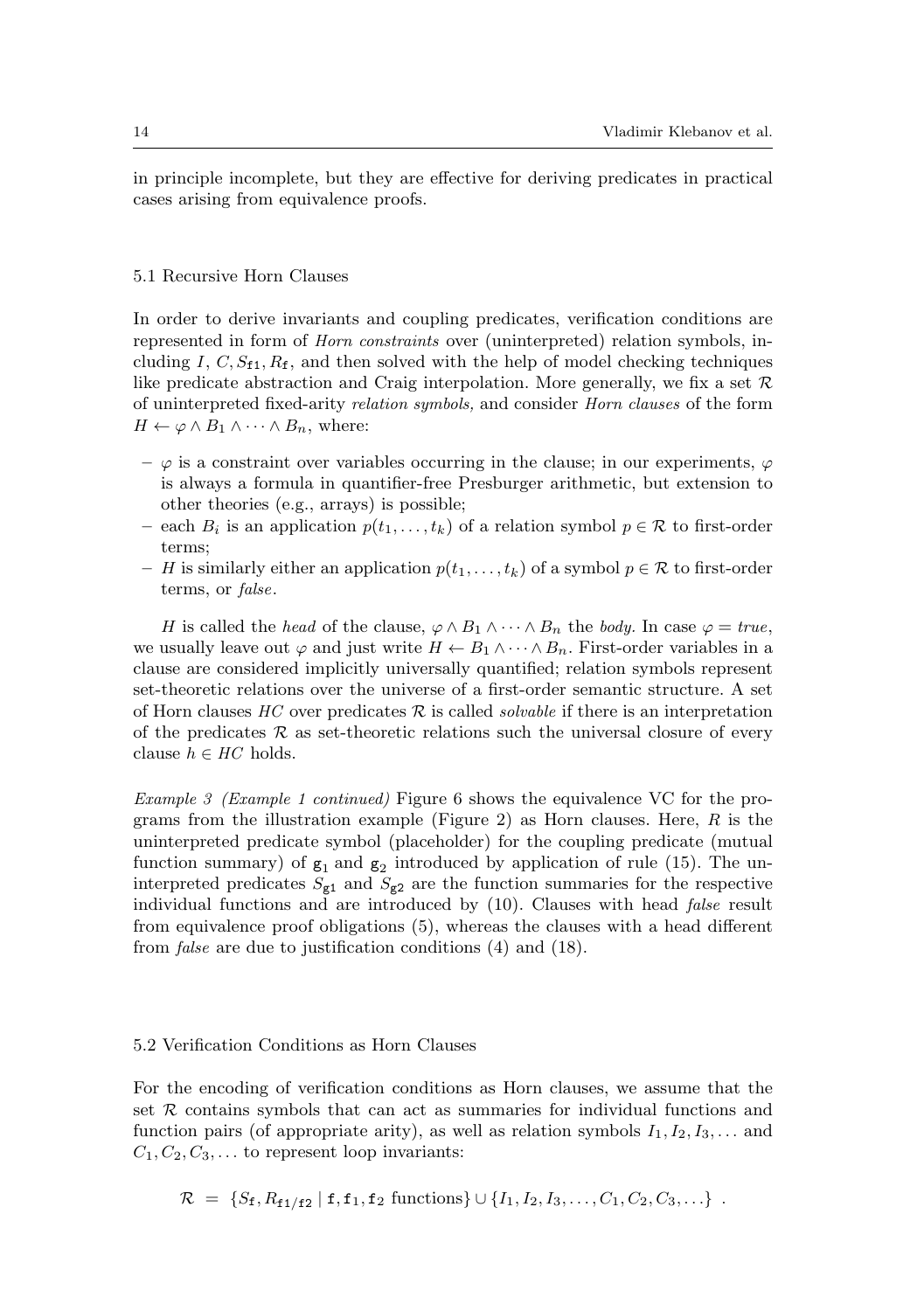in principle incomplete, but they are effective for deriving predicates in practical cases arising from equivalence proofs.

### 5.1 Recursive Horn Clauses

In order to derive invariants and coupling predicates, verification conditions are represented in form of *Horn constraints* over (uninterpreted) relation symbols, including $I$, $C, S_{\mathtt{f1}}, R_{\mathtt{f}}$, and then solved with the help of model checking techniques like predicate abstraction and Craig interpolation. More generally, we fix a set $\mathcal{R}$ of uninterpreted fixed-arity *relation symbols,* and consider *Horn clauses* of the form $H \leftarrow \varphi \wedge B_1 \wedge \cdots \wedge B_n$, where:

- $\varphi$ is a constraint over variables occurring in the clause; in our experiments, $\varphi$ is always a formula in quantifier-free Presburger arithmetic, but extension to other theories (e.g., arrays) is possible;
- each $B_i$ is an application $p(t_1, \ldots, t_k)$ of a relation symbol $p \in \mathcal{R}$ to first-order terms;
- $H$ is similarly either an application $p(t_1, \ldots, t_k)$ of a symbol $p \in \mathcal{R}$ to first-order terms, or *false*.

$H$ is called the *head* of the clause, $\varphi \wedge B_1 \wedge \cdots \wedge B_n$ the *body.* In case $\varphi = \mathit{true}$, we usually leave out $\varphi$ and just write $H \leftarrow B_1 \wedge \cdots \wedge B_n$. First-order variables in a clause are considered implicitly universally quantified; relation symbols represent set-theoretic relations over the universe of a first-order semantic structure. A set of Horn clauses $HC$ over predicates $\mathcal{R}$ is called *solvable* if there is an interpretation of the predicates $\mathcal{R}$ as set-theoretic relations such the universal closure of every clause $h \in HC$ holds.

*Example 3 (Example 1 continued)* Figure 6 shows the equivalence VC for the programs from the illustration example (Figure 2) as Horn clauses. Here, $R$ is the uninterpreted predicate symbol (placeholder) for the coupling predicate (mutual function summary) of $\mathtt{g}_1$ and $\mathtt{g}_2$ introduced by application of rule (15). The uninterpreted predicates $S_{\mathtt{g1}}$ and $S_{\mathtt{g2}}$ are the function summaries for the respective individual functions and are introduced by (10). Clauses with head *false* result from equivalence proof obligations (5), whereas the clauses with a head different from *false* are due to justification conditions (4) and (18).

### 5.2 Verification Conditions as Horn Clauses

For the encoding of verification conditions as Horn clauses, we assume that the set $\mathcal{R}$ contains symbols that can act as summaries for individual functions and function pairs (of appropriate arity), as well as relation symbols $I_1, I_2, I_3, \ldots$ and $C_1, C_2, C_3, \ldots$ to represent loop invariants:

$$\mathcal{R} \;=\; \{S_{\mathtt{f}}, R_{\mathtt{f1/f2}} \mid \mathtt{f}, \mathtt{f}_1, \mathtt{f}_2 \text{ functions}\} \cup \{I_1, I_2, I_3, \ldots, C_1, C_2, C_3, \ldots\} \;.$$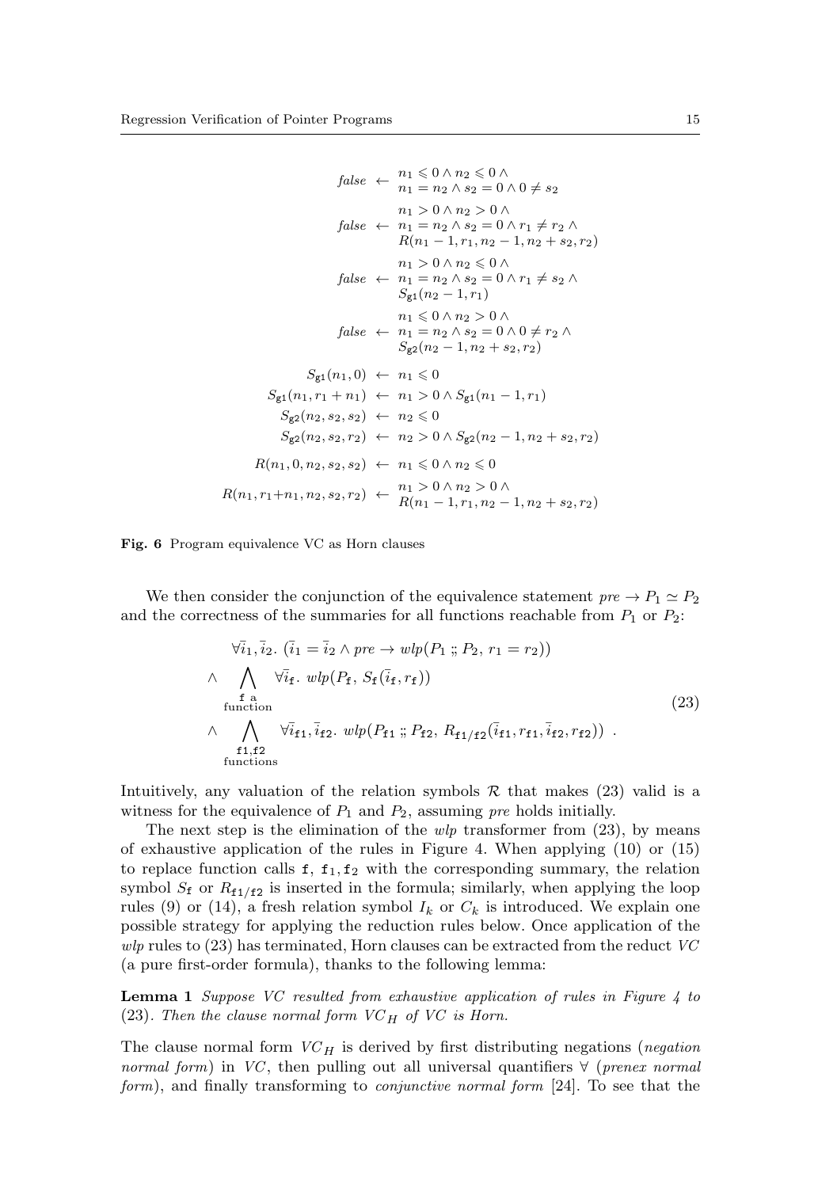$$
\begin{aligned}
\mathit{false} &\leftarrow \begin{array}{l} n_1 \leqslant 0 \wedge n_2 \leqslant 0 \wedge \\ n_1 = n_2 \wedge s_2 = 0 \wedge 0 \neq s_2 \end{array} \\
\mathit{false} &\leftarrow \begin{array}{l} n_1 > 0 \wedge n_2 > 0 \wedge \\ n_1 = n_2 \wedge s_2 = 0 \wedge r_1 \neq r_2 \wedge \\ R(n_1 - 1, r_1, n_2 - 1, n_2 + s_2, r_2) \end{array} \\
\mathit{false} &\leftarrow \begin{array}{l} n_1 > 0 \wedge n_2 \leqslant 0 \wedge \\ n_1 = n_2 \wedge s_2 = 0 \wedge r_1 \neq s_2 \wedge \\ S_{\mathtt{g1}}(n_2 - 1, r_1) \end{array} \\
\mathit{false} &\leftarrow \begin{array}{l} n_1 \leqslant 0 \wedge n_2 > 0 \wedge \\ n_1 = n_2 \wedge s_2 = 0 \wedge 0 \neq r_2 \wedge \\ S_{\mathtt{g2}}(n_2 - 1, n_2 + s_2, r_2) \end{array} \\
S_{\mathtt{g1}}(n_1, 0) &\leftarrow n_1 \leqslant 0 \\
S_{\mathtt{g1}}(n_1, r_1 + n_1) &\leftarrow n_1 > 0 \wedge S_{\mathtt{g1}}(n_1 - 1, r_1) \\
S_{\mathtt{g2}}(n_2, s_2, s_2) &\leftarrow n_2 \leqslant 0 \\
S_{\mathtt{g2}}(n_2, s_2, r_2) &\leftarrow n_2 > 0 \wedge S_{\mathtt{g2}}(n_2 - 1, n_2 + s_2, r_2) \\
R(n_1, 0, n_2, s_2, s_2) &\leftarrow n_1 \leqslant 0 \wedge n_2 \leqslant 0 \\
R(n_1, r_1{+}n_1, n_2, s_2, r_2) &\leftarrow \begin{array}{l} n_1 > 0 \wedge n_2 > 0 \wedge \\ R(n_1 - 1, r_1, n_2 - 1, n_2 + s_2, r_2) \end{array}
\end{aligned}
$$

**Fig. 6** Program equivalence VC as Horn clauses

We then consider the conjunction of the equivalence statement $pre \to P_1 \simeq P_2$ and the correctness of the summaries for all functions reachable from $P_1$ or $P_2$:

$$
\begin{aligned}
&\forall \bar{i}_1, \bar{i}_2.\ (\bar{i}_1 = \bar{i}_2 \wedge pre \to wlp(P_1 \,;\!;\, P_2,\ r_1 = r_2)) \\
\wedge &\bigwedge_{\substack{\mathtt{f}\text{ a} \\ \text{function}}} \forall \bar{i}_{\mathtt{f}}.\ wlp(P_{\mathtt{f}},\ S_{\mathtt{f}}(\bar{i}_{\mathtt{f}}, r_{\mathtt{f}})) \\
\wedge &\bigwedge_{\substack{\mathtt{f1},\mathtt{f2} \\ \text{functions}}} \forall \bar{i}_{\mathtt{f1}}, \bar{i}_{\mathtt{f2}}.\ wlp(P_{\mathtt{f1}} \,;\!;\, P_{\mathtt{f2}},\ R_{\mathtt{f1}/\mathtt{f2}}(\bar{i}_{\mathtt{f1}}, r_{\mathtt{f1}}, \bar{i}_{\mathtt{f2}}, r_{\mathtt{f2}}))\ .
\end{aligned}
\tag{23}
$$

Intuitively, any valuation of the relation symbols $\mathcal{R}$ that makes (23) valid is a witness for the equivalence of $P_1$ and $P_2$, assuming *pre* holds initially.

The next step is the elimination of the *wlp* transformer from (23), by means of exhaustive application of the rules in Figure 4. When applying (10) or (15) to replace function calls $\mathtt{f}$, $\mathtt{f}_1, \mathtt{f}_2$ with the corresponding summary, the relation symbol $S_{\mathtt{f}}$ or $R_{\mathtt{f1}/\mathtt{f2}}$ is inserted in the formula; similarly, when applying the loop rules (9) or (14), a fresh relation symbol $I_k$ or $C_k$ is introduced. We explain one possible strategy for applying the reduction rules below. Once application of the *wlp* rules to (23) has terminated, Horn clauses can be extracted from the reduct *VC* (a pure first-order formula), thanks to the following lemma:

**Lemma 1** *Suppose VC resulted from exhaustive application of rules in Figure 4 to* (23)*. Then the clause normal form $VC_H$ of VC is Horn.*

The clause normal form $VC_H$ is derived by first distributing negations (*negation normal form*) in *VC*, then pulling out all universal quantifiers $\forall$ (*prenex normal form*), and finally transforming to *conjunctive normal form* [24]. To see that the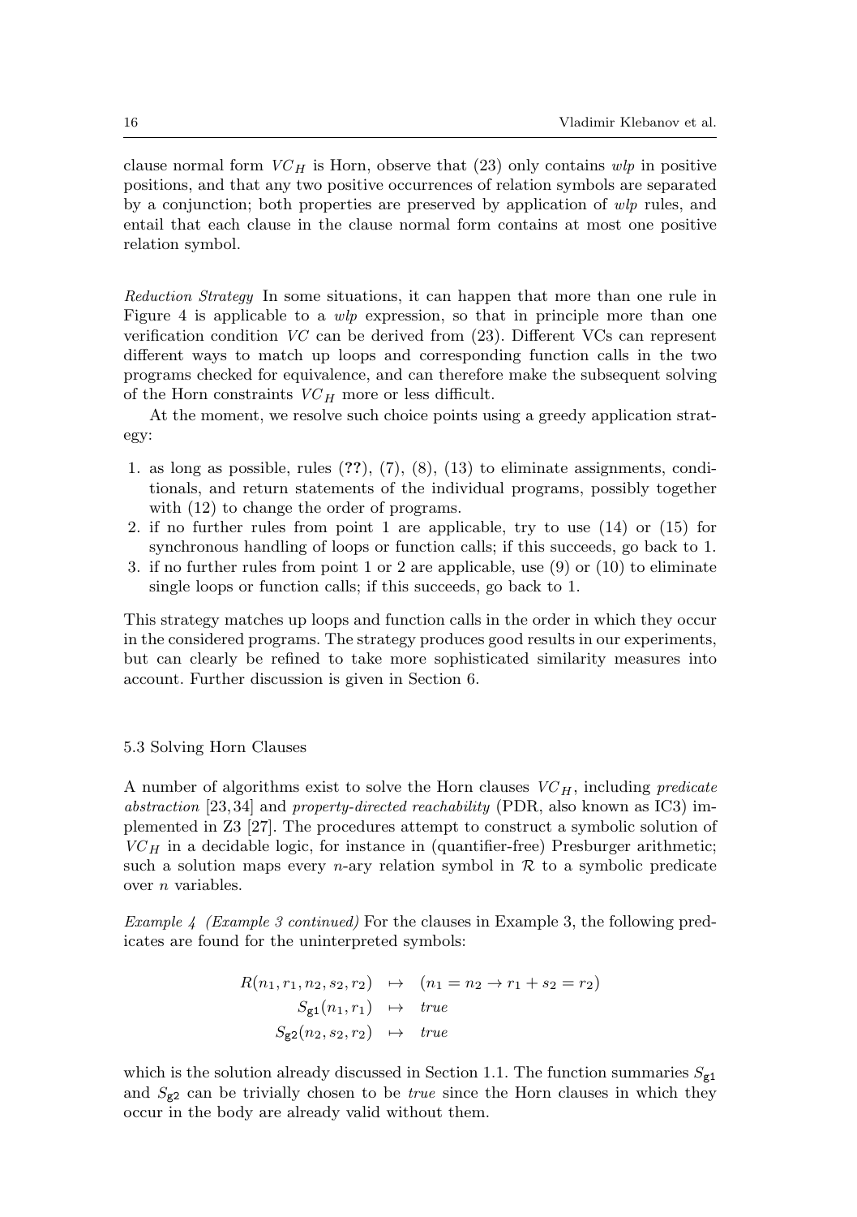clause normal form $VC_H$ is Horn, observe that (23) only contains *wlp* in positive positions, and that any two positive occurrences of relation symbols are separated by a conjunction; both properties are preserved by application of *wlp* rules, and entail that each clause in the clause normal form contains at most one positive relation symbol.

*Reduction Strategy* In some situations, it can happen that more than one rule in Figure 4 is applicable to a *wlp* expression, so that in principle more than one verification condition *VC* can be derived from (23). Different VCs can represent different ways to match up loops and corresponding function calls in the two programs checked for equivalence, and can therefore make the subsequent solving of the Horn constraints $VC_H$ more or less difficult.

At the moment, we resolve such choice points using a greedy application strategy:

1. as long as possible, rules (**??**), (7), (8), (13) to eliminate assignments, conditionals, and return statements of the individual programs, possibly together with (12) to change the order of programs.
2. if no further rules from point 1 are applicable, try to use (14) or (15) for synchronous handling of loops or function calls; if this succeeds, go back to 1.
3. if no further rules from point 1 or 2 are applicable, use (9) or (10) to eliminate single loops or function calls; if this succeeds, go back to 1.

This strategy matches up loops and function calls in the order in which they occur in the considered programs. The strategy produces good results in our experiments, but can clearly be refined to take more sophisticated similarity measures into account. Further discussion is given in Section 6.

### 5.3 Solving Horn Clauses

A number of algorithms exist to solve the Horn clauses $VC_H$, including *predicate abstraction* [23, 34] and *property-directed reachability* (PDR, also known as IC3) implemented in Z3 [27]. The procedures attempt to construct a symbolic solution of $VC_H$ in a decidable logic, for instance in (quantifier-free) Presburger arithmetic; such a solution maps every $n$-ary relation symbol in $\mathcal{R}$ to a symbolic predicate over $n$ variables.

*Example 4 (Example 3 continued)* For the clauses in Example 3, the following predicates are found for the uninterpreted symbols:

$$
\begin{aligned}
R(n_1, r_1, n_2, s_2, r_2) &\mapsto (n_1 = n_2 \rightarrow r_1 + s_2 = r_2) \\
S_{\mathtt{g1}}(n_1, r_1) &\mapsto \mathit{true} \\
S_{\mathtt{g2}}(n_2, s_2, r_2) &\mapsto \mathit{true}
\end{aligned}
$$

which is the solution already discussed in Section 1.1. The function summaries $S_{\mathtt{g1}}$ and $S_{\mathtt{g2}}$ can be trivially chosen to be *true* since the Horn clauses in which they occur in the body are already valid without them.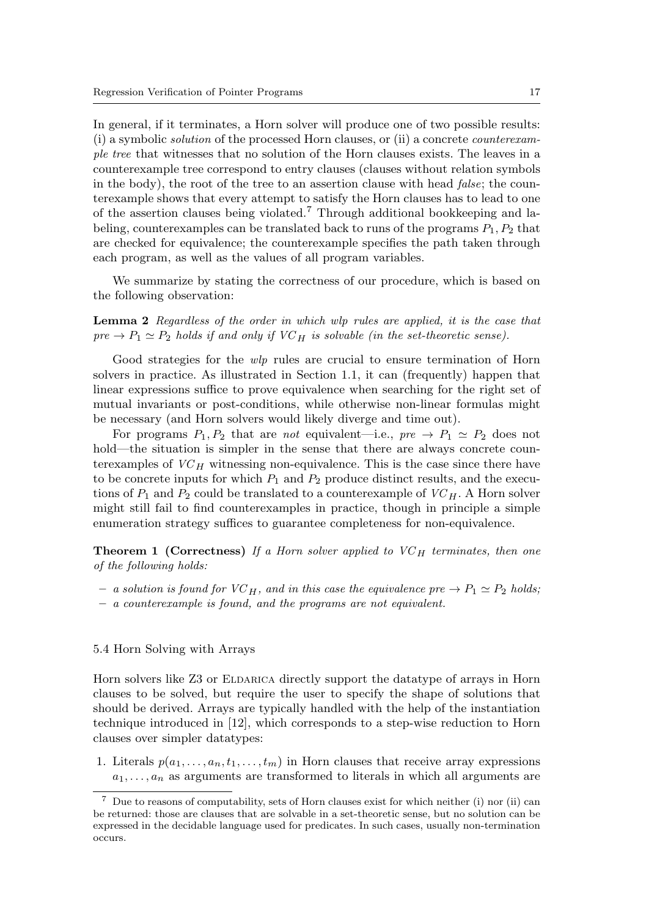In general, if it terminates, a Horn solver will produce one of two possible results: (i) a symbolic *solution* of the processed Horn clauses, or (ii) a concrete *counterexample tree* that witnesses that no solution of the Horn clauses exists. The leaves in a counterexample tree correspond to entry clauses (clauses without relation symbols in the body), the root of the tree to an assertion clause with head *false*; the counterexample shows that every attempt to satisfy the Horn clauses has to lead to one of the assertion clauses being violated.[7] Through additional bookkeeping and labeling, counterexamples can be translated back to runs of the programs $P_1, P_2$ that are checked for equivalence; the counterexample specifies the path taken through each program, as well as the values of all program variables.

We summarize by stating the correctness of our procedure, which is based on the following observation:

**Lemma 2** *Regardless of the order in which wlp rules are applied, it is the case that* $pre \to P_1 \simeq P_2$ *holds if and only if* $VC_H$ *is solvable (in the set-theoretic sense).*

Good strategies for the *wlp* rules are crucial to ensure termination of Horn solvers in practice. As illustrated in Section 1.1, it can (frequently) happen that linear expressions suffice to prove equivalence when searching for the right set of mutual invariants or post-conditions, while otherwise non-linear formulas might be necessary (and Horn solvers would likely diverge and time out).

For programs $P_1, P_2$ that are *not* equivalent—i.e., $pre \to P_1 \simeq P_2$ does not hold—the situation is simpler in the sense that there are always concrete counterexamples of $VC_H$ witnessing non-equivalence. This is the case since there have to be concrete inputs for which $P_1$ and $P_2$ produce distinct results, and the executions of $P_1$ and $P_2$ could be translated to a counterexample of $VC_H$. A Horn solver might still fail to find counterexamples in practice, though in principle a simple enumeration strategy suffices to guarantee completeness for non-equivalence.

**Theorem 1 (Correctness)** *If a Horn solver applied to* $VC_H$ *terminates, then one of the following holds:*

- *a solution is found for* $VC_H$*, and in this case the equivalence* $pre \to P_1 \simeq P_2$ *holds;*
- *a counterexample is found, and the programs are not equivalent.*

### 5.4 Horn Solving with Arrays

Horn solvers like Z3 or Eldarica directly support the datatype of arrays in Horn clauses to be solved, but require the user to specify the shape of solutions that should be derived. Arrays are typically handled with the help of the instantiation technique introduced in [12], which corresponds to a step-wise reduction to Horn clauses over simpler datatypes:

1. Literals $p(a_1, \ldots, a_n, t_1, \ldots, t_m)$ in Horn clauses that receive array expressions $a_1, \ldots, a_n$ as arguments are transformed to literals in which all arguments are

[7] Due to reasons of computability, sets of Horn clauses exist for which neither (i) nor (ii) can be returned: those are clauses that are solvable in a set-theoretic sense, but no solution can be expressed in the decidable language used for predicates. In such cases, usually non-termination occurs.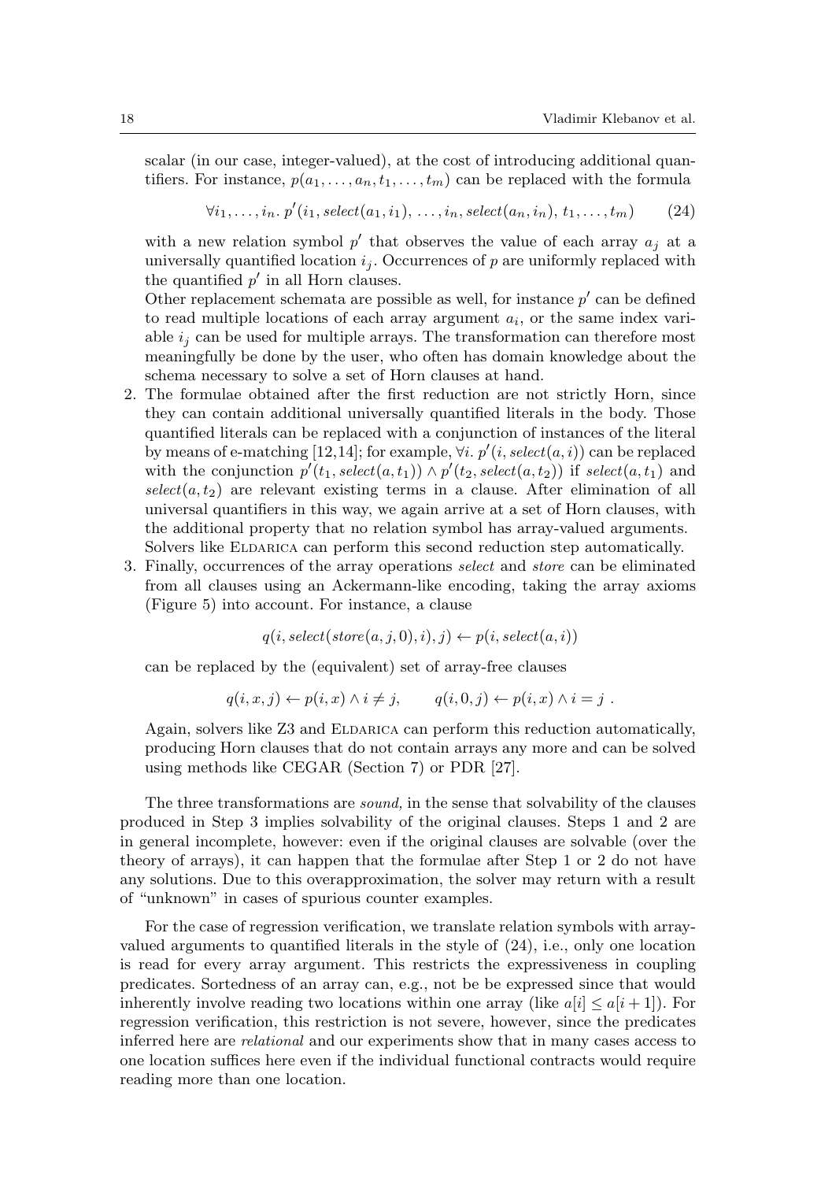scalar (in our case, integer-valued), at the cost of introducing additional quantifiers. For instance, $p(a_1, \ldots, a_n, t_1, \ldots, t_m)$ can be replaced with the formula

$$\forall i_1, \ldots, i_n.\, p'(i_1, \mathit{select}(a_1, i_1),\, \ldots, i_n, \mathit{select}(a_n, i_n),\, t_1, \ldots, t_m) \qquad (24)$$

with a new relation symbol $p'$ that observes the value of each array $a_j$ at a universally quantified location $i_j$. Occurrences of $p$ are uniformly replaced with the quantified $p'$ in all Horn clauses.

Other replacement schemata are possible as well, for instance $p'$ can be defined to read multiple locations of each array argument $a_i$, or the same index variable $i_j$ can be used for multiple arrays. The transformation can therefore most meaningfully be done by the user, who often has domain knowledge about the schema necessary to solve a set of Horn clauses at hand.

2. The formulae obtained after the first reduction are not strictly Horn, since they can contain additional universally quantified literals in the body. Those quantified literals can be replaced with a conjunction of instances of the literal by means of e-matching [12,14]; for example, $\forall i.\, p'(i, \mathit{select}(a, i))$ can be replaced with the conjunction $p'(t_1, \mathit{select}(a, t_1)) \wedge p'(t_2, \mathit{select}(a, t_2))$ if $\mathit{select}(a, t_1)$ and $\mathit{select}(a, t_2)$ are relevant existing terms in a clause. After elimination of all universal quantifiers in this way, we again arrive at a set of Horn clauses, with the additional property that no relation symbol has array-valued arguments. Solvers like Eldarica can perform this second reduction step automatically.
3. Finally, occurrences of the array operations *select* and *store* can be eliminated from all clauses using an Ackermann-like encoding, taking the array axioms (Figure 5) into account. For instance, a clause

$$q(i, \mathit{select}(\mathit{store}(a, j, 0), i), j) \leftarrow p(i, \mathit{select}(a, i))$$

can be replaced by the (equivalent) set of array-free clauses

$$q(i, x, j) \leftarrow p(i, x) \wedge i \neq j, \qquad q(i, 0, j) \leftarrow p(i, x) \wedge i = j\ .$$

Again, solvers like Z3 and Eldarica can perform this reduction automatically, producing Horn clauses that do not contain arrays any more and can be solved using methods like CEGAR (Section 7) or PDR [27].

The three transformations are *sound,* in the sense that solvability of the clauses produced in Step 3 implies solvability of the original clauses. Steps 1 and 2 are in general incomplete, however: even if the original clauses are solvable (over the theory of arrays), it can happen that the formulae after Step 1 or 2 do not have any solutions. Due to this overapproximation, the solver may return with a result of "unknown" in cases of spurious counter examples.

For the case of regression verification, we translate relation symbols with array-valued arguments to quantified literals in the style of (24), i.e., only one location is read for every array argument. This restricts the expressiveness in coupling predicates. Sortedness of an array can, e.g., not be be expressed since that would inherently involve reading two locations within one array (like $a[i] \leq a[i+1]$). For regression verification, this restriction is not severe, however, since the predicates inferred here are *relational* and our experiments show that in many cases access to one location suffices here even if the individual functional contracts would require reading more than one location.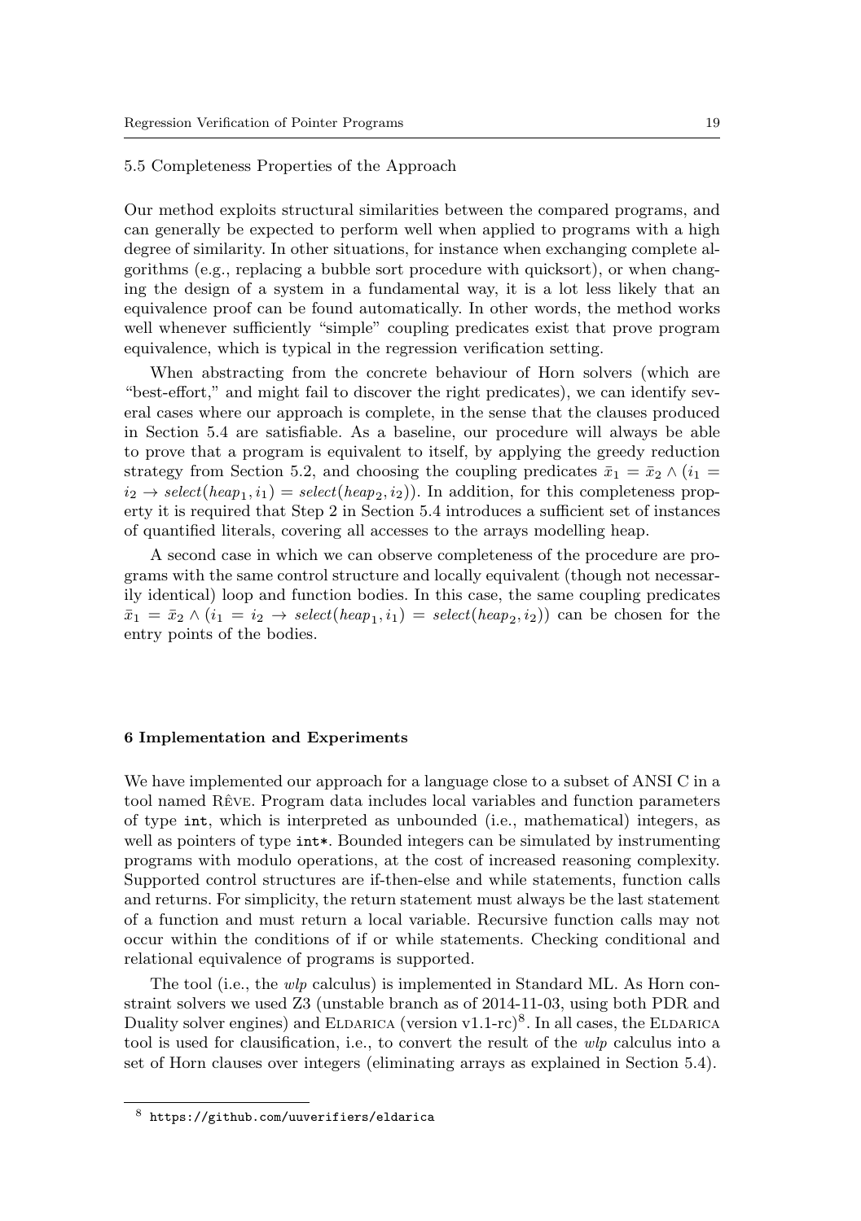### 5.5 Completeness Properties of the Approach

Our method exploits structural similarities between the compared programs, and can generally be expected to perform well when applied to programs with a high degree of similarity. In other situations, for instance when exchanging complete algorithms (e.g., replacing a bubble sort procedure with quicksort), or when changing the design of a system in a fundamental way, it is a lot less likely that an equivalence proof can be found automatically. In other words, the method works well whenever sufficiently "simple" coupling predicates exist that prove program equivalence, which is typical in the regression verification setting.

When abstracting from the concrete behaviour of Horn solvers (which are "best-effort," and might fail to discover the right predicates), we can identify several cases where our approach is complete, in the sense that the clauses produced in Section 5.4 are satisfiable. As a baseline, our procedure will always be able to prove that a program is equivalent to itself, by applying the greedy reduction strategy from Section 5.2, and choosing the coupling predicates $\bar{x}_1 = \bar{x}_2 \wedge (i_1 = i_2 \rightarrow \mathit{select}(\mathit{heap}_1, i_1) = \mathit{select}(\mathit{heap}_2, i_2))$. In addition, for this completeness property it is required that Step 2 in Section 5.4 introduces a sufficient set of instances of quantified literals, covering all accesses to the arrays modelling heap.

A second case in which we can observe completeness of the procedure are programs with the same control structure and locally equivalent (though not necessarily identical) loop and function bodies. In this case, the same coupling predicates $\bar{x}_1 = \bar{x}_2 \wedge (i_1 = i_2 \rightarrow \mathit{select}(\mathit{heap}_1, i_1) = \mathit{select}(\mathit{heap}_2, i_2))$ can be chosen for the entry points of the bodies.

## 6 Implementation and Experiments

We have implemented our approach for a language close to a subset of ANSI C in a tool named Rêve. Program data includes local variables and function parameters of type `int`, which is interpreted as unbounded (i.e., mathematical) integers, as well as pointers of type `int*`. Bounded integers can be simulated by instrumenting programs with modulo operations, at the cost of increased reasoning complexity. Supported control structures are if-then-else and while statements, function calls and returns. For simplicity, the return statement must always be the last statement of a function and must return a local variable. Recursive function calls may not occur within the conditions of if or while statements. Checking conditional and relational equivalence of programs is supported.

The tool (i.e., the *wlp* calculus) is implemented in Standard ML. As Horn constraint solvers we used Z3 (unstable branch as of 2014-11-03, using both PDR and Duality solver engines) and Eldarica (version v1.1-rc)[8]. In all cases, the Eldarica tool is used for clausification, i.e., to convert the result of the *wlp* calculus into a set of Horn clauses over integers (eliminating arrays as explained in Section 5.4).

[8] `https://github.com/uuverifiers/eldarica`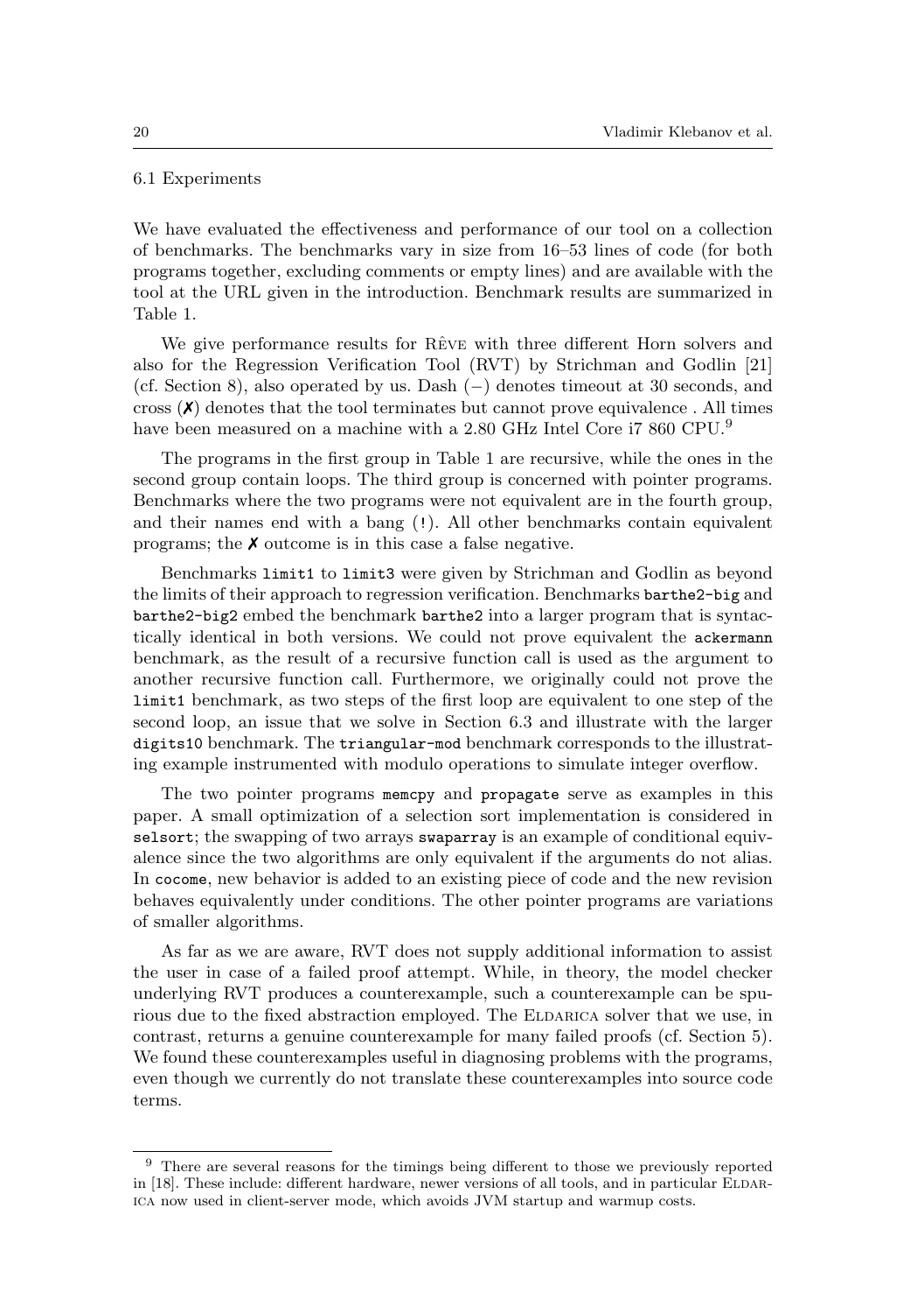### 6.1 Experiments

We have evaluated the effectiveness and performance of our tool on a collection of benchmarks. The benchmarks vary in size from 16–53 lines of code (for both programs together, excluding comments or empty lines) and are available with the tool at the URL given in the introduction. Benchmark results are summarized in Table 1.

We give performance results for RÊVE with three different Horn solvers and also for the Regression Verification Tool (RVT) by Strichman and Godlin [21] (cf. Section 8), also operated by us. Dash (−) denotes timeout at 30 seconds, and cross (✗) denotes that the tool terminates but cannot prove equivalence . All times have been measured on a machine with a 2.80 GHz Intel Core i7 860 CPU.[9]

The programs in the first group in Table 1 are recursive, while the ones in the second group contain loops. The third group is concerned with pointer programs. Benchmarks where the two programs were not equivalent are in the fourth group, and their names end with a bang (`!`). All other benchmarks contain equivalent programs; the ✗ outcome is in this case a false negative.

Benchmarks `limit1` to `limit3` were given by Strichman and Godlin as beyond the limits of their approach to regression verification. Benchmarks `barthe2-big` and `barthe2-big2` embed the benchmark `barthe2` into a larger program that is syntactically identical in both versions. We could not prove equivalent the `ackermann` benchmark, as the result of a recursive function call is used as the argument to another recursive function call. Furthermore, we originally could not prove the `limit1` benchmark, as two steps of the first loop are equivalent to one step of the second loop, an issue that we solve in Section 6.3 and illustrate with the larger `digits10` benchmark. The `triangular-mod` benchmark corresponds to the illustrating example instrumented with modulo operations to simulate integer overflow.

The two pointer programs `memcpy` and `propagate` serve as examples in this paper. A small optimization of a selection sort implementation is considered in `selsort`; the swapping of two arrays `swaparray` is an example of conditional equivalence since the two algorithms are only equivalent if the arguments do not alias. In `cocome`, new behavior is added to an existing piece of code and the new revision behaves equivalently under conditions. The other pointer programs are variations of smaller algorithms.

As far as we are aware, RVT does not supply additional information to assist the user in case of a failed proof attempt. While, in theory, the model checker underlying RVT produces a counterexample, such a counterexample can be spurious due to the fixed abstraction employed. The ELDARICA solver that we use, in contrast, returns a genuine counterexample for many failed proofs (cf. Section 5). We found these counterexamples useful in diagnosing problems with the programs, even though we currently do not translate these counterexamples into source code terms.

[9] There are several reasons for the timings being different to those we previously reported in [18]. These include: different hardware, newer versions of all tools, and in particular ELDARICA now used in client-server mode, which avoids JVM startup and warmup costs.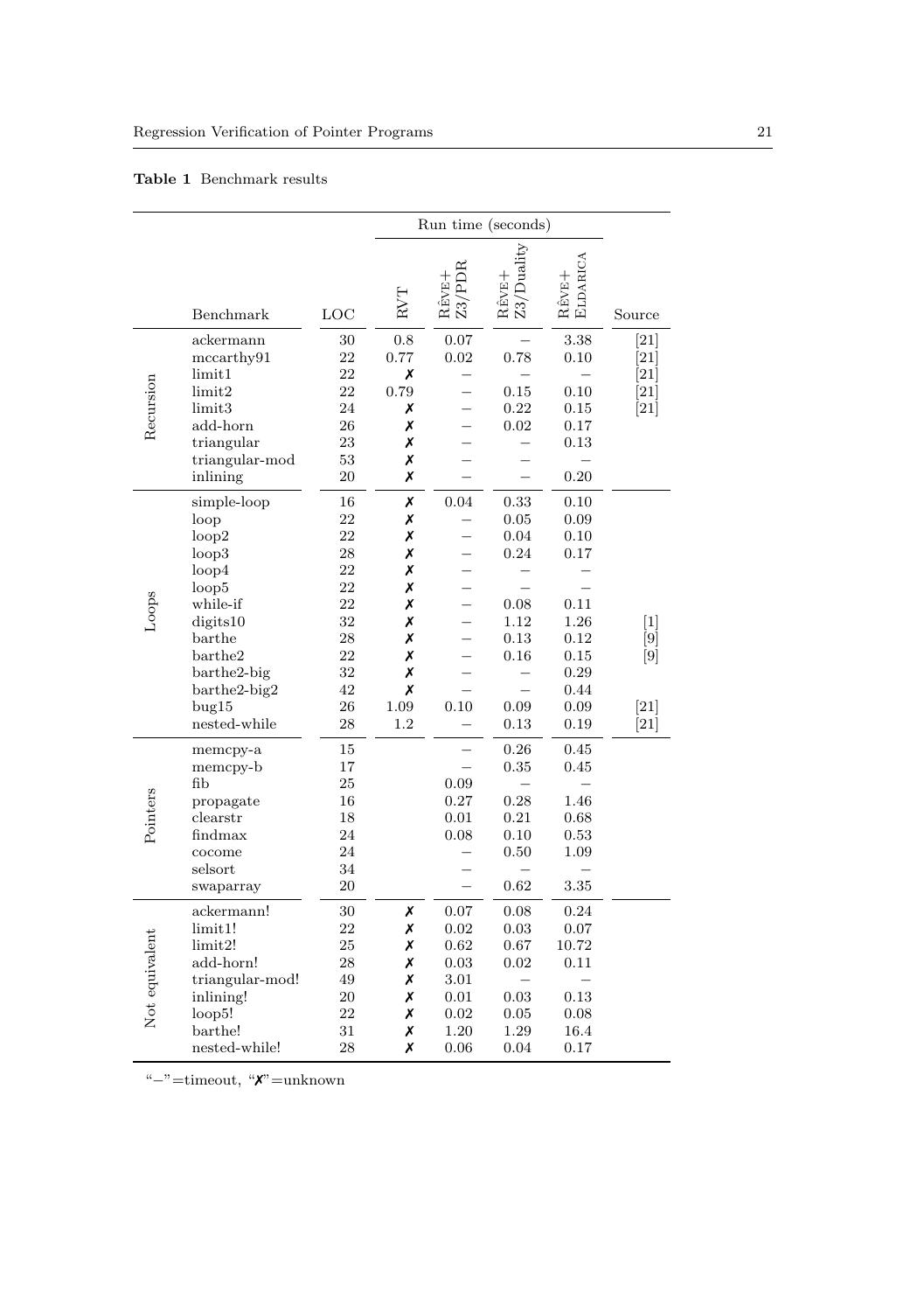**Table 1** Benchmark results

| | | | Run time (seconds) | | | | |
|---|---|---|---|---|---|---|---|
| | Benchmark | LOC | RVT | RÊVE+ Z3/PDR | RÊVE+ Z3/Duality | RÊVE+ ELDARICA | Source |
| Recursion | ackermann | 30 | 0.8 | 0.07 | – | 3.38 | [21] |
| | mccarthy91 | 22 | 0.77 | 0.02 | 0.78 | 0.10 | [21] |
| | limit1 | 22 | ✗ | – | – | – | [21] |
| | limit2 | 22 | 0.79 | – | 0.15 | 0.10 | [21] |
| | limit3 | 24 | ✗ | – | 0.22 | 0.15 | [21] |
| | add-horn | 26 | ✗ | – | 0.02 | 0.17 | |
| | triangular | 23 | ✗ | – | – | 0.13 | |
| | triangular-mod | 53 | ✗ | – | – | – | |
| | inlining | 20 | ✗ | – | – | 0.20 | |
| Loops | simple-loop | 16 | ✗ | 0.04 | 0.33 | 0.10 | |
| | loop | 22 | ✗ | – | 0.05 | 0.09 | |
| | loop2 | 22 | ✗ | – | 0.04 | 0.10 | |
| | loop3 | 28 | ✗ | – | 0.24 | 0.17 | |
| | loop4 | 22 | ✗ | – | – | – | |
| | loop5 | 22 | ✗ | – | – | – | |
| | while-if | 22 | ✗ | – | 0.08 | 0.11 | |
| | digits10 | 32 | ✗ | – | 1.12 | 1.26 | [1] |
| | barthe | 28 | ✗ | – | 0.13 | 0.12 | [9] |
| | barthe2 | 22 | ✗ | – | 0.16 | 0.15 | [9] |
| | barthe2-big | 32 | ✗ | – | – | 0.29 | |
| | barthe2-big2 | 42 | ✗ | – | – | 0.44 | |
| | bug15 | 26 | 1.09 | 0.10 | 0.09 | 0.09 | [21] |
| | nested-while | 28 | 1.2 | – | 0.13 | 0.19 | [21] |
| Pointers | memcpy-a | 15 | | – | 0.26 | 0.45 | |
| | memcpy-b | 17 | | – | 0.35 | 0.45 | |
| | fib | 25 | | 0.09 | – | – | |
| | propagate | 16 | | 0.27 | 0.28 | 1.46 | |
| | clearstr | 18 | | 0.01 | 0.21 | 0.68 | |
| | findmax | 24 | | 0.08 | 0.10 | 0.53 | |
| | cocome | 24 | | – | 0.50 | 1.09 | |
| | selsort | 34 | | – | – | – | |
| | swaparray | 20 | | – | 0.62 | 3.35 | |
| Not equivalent | ackermann! | 30 | ✗ | 0.07 | 0.08 | 0.24 | |
| | limit1! | 22 | ✗ | 0.02 | 0.03 | 0.07 | |
| | limit2! | 25 | ✗ | 0.62 | 0.67 | 10.72 | |
| | add-horn! | 28 | ✗ | 0.03 | 0.02 | 0.11 | |
| | triangular-mod! | 49 | ✗ | 3.01 | – | – | |
| | inlining! | 20 | ✗ | 0.01 | 0.03 | 0.13 | |
| | loop5! | 22 | ✗ | 0.02 | 0.05 | 0.08 | |
| | barthe! | 31 | ✗ | 1.20 | 1.29 | 16.4 | |
| | nested-while! | 28 | ✗ | 0.06 | 0.04 | 0.17 | |

"–"=timeout, "✗"=unknown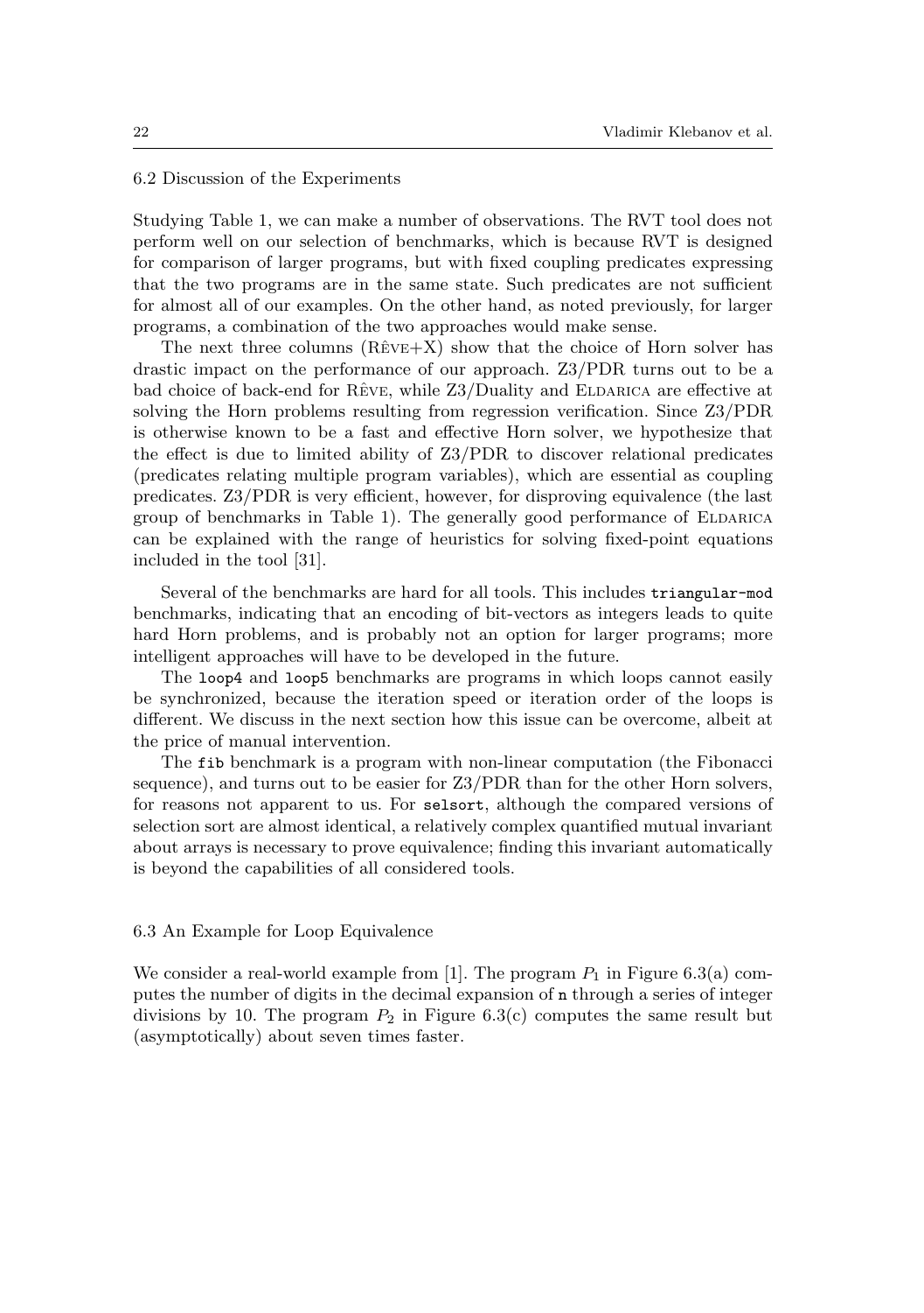### 6.2 Discussion of the Experiments

Studying Table 1, we can make a number of observations. The RVT tool does not perform well on our selection of benchmarks, which is because RVT is designed for comparison of larger programs, but with fixed coupling predicates expressing that the two programs are in the same state. Such predicates are not sufficient for almost all of our examples. On the other hand, as noted previously, for larger programs, a combination of the two approaches would make sense.

The next three columns (RÊVE+X) show that the choice of Horn solver has drastic impact on the performance of our approach. Z3/PDR turns out to be a bad choice of back-end for RÊVE, while Z3/Duality and ELDARICA are effective at solving the Horn problems resulting from regression verification. Since Z3/PDR is otherwise known to be a fast and effective Horn solver, we hypothesize that the effect is due to limited ability of Z3/PDR to discover relational predicates (predicates relating multiple program variables), which are essential as coupling predicates. Z3/PDR is very efficient, however, for disproving equivalence (the last group of benchmarks in Table 1). The generally good performance of ELDARICA can be explained with the range of heuristics for solving fixed-point equations included in the tool [31].

Several of the benchmarks are hard for all tools. This includes `triangular-mod` benchmarks, indicating that an encoding of bit-vectors as integers leads to quite hard Horn problems, and is probably not an option for larger programs; more intelligent approaches will have to be developed in the future.

The `loop4` and `loop5` benchmarks are programs in which loops cannot easily be synchronized, because the iteration speed or iteration order of the loops is different. We discuss in the next section how this issue can be overcome, albeit at the price of manual intervention.

The `fib` benchmark is a program with non-linear computation (the Fibonacci sequence), and turns out to be easier for Z3/PDR than for the other Horn solvers, for reasons not apparent to us. For `selsort`, although the compared versions of selection sort are almost identical, a relatively complex quantified mutual invariant about arrays is necessary to prove equivalence; finding this invariant automatically is beyond the capabilities of all considered tools.

### 6.3 An Example for Loop Equivalence

We consider a real-world example from [1]. The program $P_1$ in Figure 6.3(a) computes the number of digits in the decimal expansion of `n` through a series of integer divisions by 10. The program $P_2$ in Figure 6.3(c) computes the same result but (asymptotically) about seven times faster.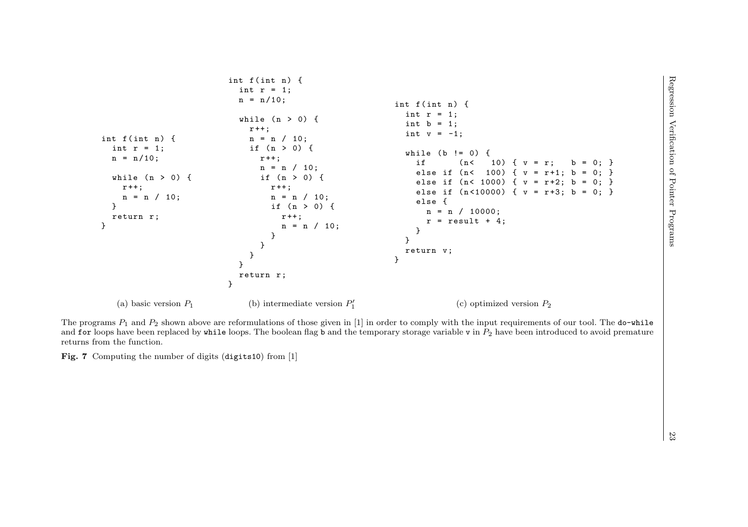```
int f(int n) {
  int r = 1;
  n = n/10;

  while (n > 0) {
    r++;
    n = n / 10;
  }
  return r;
}
```

(a) basic version $P_1$

```
int f(int n) {
  int r = 1;
  n = n/10;

  while (n > 0) {
    r++;
    n = n / 10;
    if (n > 0) {
      r++;
      n = n / 10;
      if (n > 0) {
        r++;
        n = n / 10;
        if (n > 0) {
          r++;
          n = n / 10;
        }
      }
    }
  }
  return r;
}
```

(b) intermediate version $P_1'$

```
int f(int n) {
  int r = 1;
  int b = 1;
  int v = -1;

  while (b != 0) {
    if      (n<    10) { v = r;   b = 0; }
    else if (n<   100) { v = r+1; b = 0; }
    else if (n<  1000) { v = r+2; b = 0; }
    else if (n<10000) { v = r+3; b = 0; }
    else {
      n = n / 10000;
      r = result + 4;
    }
  }
  return v;
}
```

(c) optimized version $P_2$

The programs $P_1$ and $P_2$ shown above are reformulations of those given in [1] in order to comply with the input requirements of our tool. The `do-while` and `for` loops have been replaced by `while` loops. The boolean flag `b` and the temporary storage variable `v` in $P_2$ have been introduced to avoid premature returns from the function.

**Fig. 7** Computing the number of digits (`digits10`) from [1]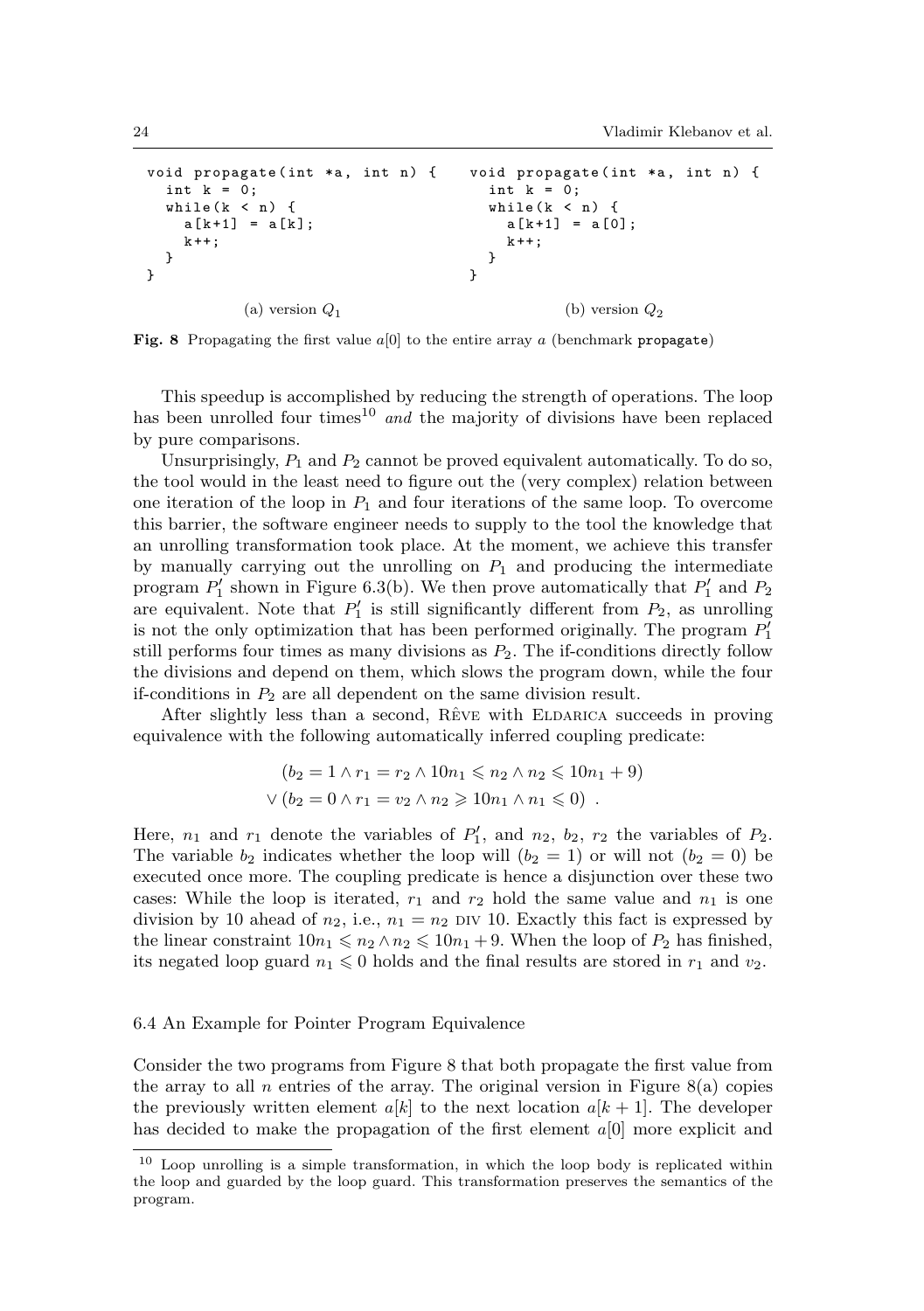```
void propagate(int *a, int n) {
  int k = 0;
  while(k < n) {
    a[k+1] = a[k];
    k++;
  }
}
```

(a) version $Q_1$

```
void propagate(int *a, int n) {
  int k = 0;
  while(k < n) {
    a[k+1] = a[0];
    k++;
  }
}
```

(b) version $Q_2$

**Fig. 8** Propagating the first value $a[0]$ to the entire array $a$ (benchmark `propagate`)

This speedup is accomplished by reducing the strength of operations. The loop has been unrolled four times[10] *and* the majority of divisions have been replaced by pure comparisons.

Unsurprisingly, $P_1$ and $P_2$ cannot be proved equivalent automatically. To do so, the tool would in the least need to figure out the (very complex) relation between one iteration of the loop in $P_1$ and four iterations of the same loop. To overcome this barrier, the software engineer needs to supply to the tool the knowledge that an unrolling transformation took place. At the moment, we achieve this transfer by manually carrying out the unrolling on $P_1$ and producing the intermediate program $P_1'$ shown in Figure 6.3(b). We then prove automatically that $P_1'$ and $P_2$ are equivalent. Note that $P_1'$ is still significantly different from $P_2$, as unrolling is not the only optimization that has been performed originally. The program $P_1'$ still performs four times as many divisions as $P_2$. The if-conditions directly follow the divisions and depend on them, which slows the program down, while the four if-conditions in $P_2$ are all dependent on the same division result.

After slightly less than a second, RÊVE with ELDARICA succeeds in proving equivalence with the following automatically inferred coupling predicate:

$$(b_2 = 1 \wedge r_1 = r_2 \wedge 10n_1 \leqslant n_2 \wedge n_2 \leqslant 10n_1 + 9)$$
$$\vee\ (b_2 = 0 \wedge r_1 = v_2 \wedge n_2 \geqslant 10n_1 \wedge n_1 \leqslant 0)\ .$$

Here, $n_1$ and $r_1$ denote the variables of $P_1'$, and $n_2$, $b_2$, $r_2$ the variables of $P_2$. The variable $b_2$ indicates whether the loop will ($b_2 = 1$) or will not ($b_2 = 0$) be executed once more. The coupling predicate is hence a disjunction over these two cases: While the loop is iterated, $r_1$ and $r_2$ hold the same value and $n_1$ is one division by 10 ahead of $n_2$, i.e., $n_1 = n_2 \text{ DIV } 10$. Exactly this fact is expressed by the linear constraint $10n_1 \leqslant n_2 \wedge n_2 \leqslant 10n_1 + 9$. When the loop of $P_2$ has finished, its negated loop guard $n_1 \leqslant 0$ holds and the final results are stored in $r_1$ and $v_2$.

### 6.4 An Example for Pointer Program Equivalence

Consider the two programs from Figure 8 that both propagate the first value from the array to all $n$ entries of the array. The original version in Figure 8(a) copies the previously written element $a[k]$ to the next location $a[k+1]$. The developer has decided to make the propagation of the first element $a[0]$ more explicit and

[10] Loop unrolling is a simple transformation, in which the loop body is replicated within the loop and guarded by the loop guard. This transformation preserves the semantics of the program.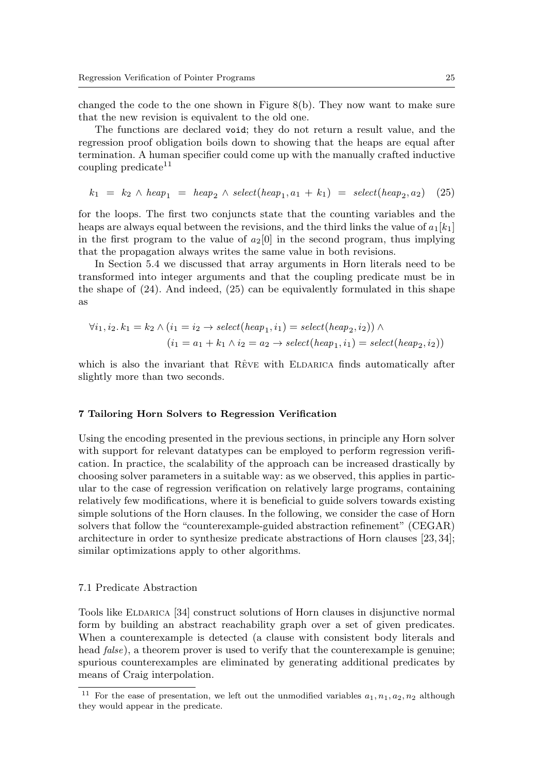changed the code to the one shown in Figure 8(b). They now want to make sure that the new revision is equivalent to the old one.

The functions are declared `void`; they do not return a result value, and the regression proof obligation boils down to showing that the heaps are equal after termination. A human specifier could come up with the manually crafted inductive coupling predicate[11]

$$k_1 \;=\; k_2 \wedge \mathit{heap}_1 \;=\; \mathit{heap}_2 \wedge \mathit{select}(\mathit{heap}_1, a_1 + k_1) \;=\; \mathit{select}(\mathit{heap}_2, a_2) \quad (25)$$

for the loops. The first two conjuncts state that the counting variables and the heaps are always equal between the revisions, and the third links the value of $a_1[k_1]$ in the first program to the value of $a_2[0]$ in the second program, thus implying that the propagation always writes the same value in both revisions.

In Section 5.4 we discussed that array arguments in Horn literals need to be transformed into integer arguments and that the coupling predicate must be in the shape of (24). And indeed, (25) can be equivalently formulated in this shape as

$$\begin{aligned} \forall i_1, i_2.\, k_1 = k_2 \wedge (i_1 = i_2 \rightarrow \mathit{select}(\mathit{heap}_1, i_1) = \mathit{select}(\mathit{heap}_2, i_2)) \wedge \\ (i_1 = a_1 + k_1 \wedge i_2 = a_2 \rightarrow \mathit{select}(\mathit{heap}_1, i_1) = \mathit{select}(\mathit{heap}_2, i_2)) \end{aligned}$$

which is also the invariant that RÊVE with ELDARICA finds automatically after slightly more than two seconds.

## 7 Tailoring Horn Solvers to Regression Verification

Using the encoding presented in the previous sections, in principle any Horn solver with support for relevant datatypes can be employed to perform regression verification. In practice, the scalability of the approach can be increased drastically by choosing solver parameters in a suitable way: as we observed, this applies in particular to the case of regression verification on relatively large programs, containing relatively few modifications, where it is beneficial to guide solvers towards existing simple solutions of the Horn clauses. In the following, we consider the case of Horn solvers that follow the "counterexample-guided abstraction refinement" (CEGAR) architecture in order to synthesize predicate abstractions of Horn clauses [23, 34]; similar optimizations apply to other algorithms.

### 7.1 Predicate Abstraction

Tools like ELDARICA [34] construct solutions of Horn clauses in disjunctive normal form by building an abstract reachability graph over a set of given predicates. When a counterexample is detected (a clause with consistent body literals and head *false*), a theorem prover is used to verify that the counterexample is genuine; spurious counterexamples are eliminated by generating additional predicates by means of Craig interpolation.

[11] For the ease of presentation, we left out the unmodified variables $a_1, n_1, a_2, n_2$ although they would appear in the predicate.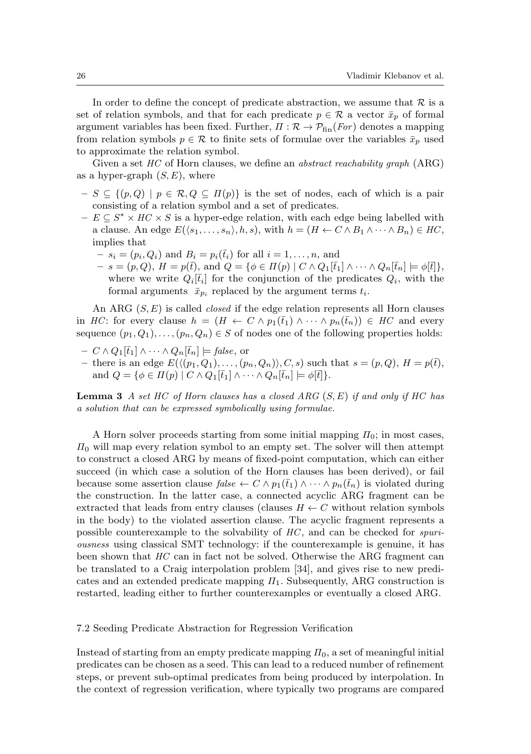In order to define the concept of predicate abstraction, we assume that $\mathcal{R}$ is a set of relation symbols, and that for each predicate $p \in \mathcal{R}$ a vector $\bar{x}_p$ of formal argument variables has been fixed. Further, $\Pi : \mathcal{R} \to \mathcal{P}_{\text{fin}}(For)$ denotes a mapping from relation symbols $p \in \mathcal{R}$ to finite sets of formulae over the variables $\bar{x}_p$ used to approximate the relation symbol.

Given a set $HC$ of Horn clauses, we define an *abstract reachability graph* (ARG) as a hyper-graph $(S, E)$, where

- $S \subseteq \{(p, Q) \mid p \in \mathcal{R}, Q \subseteq \Pi(p)\}$ is the set of nodes, each of which is a pair consisting of a relation symbol and a set of predicates.
- $E \subseteq S^* \times HC \times S$ is a hyper-edge relation, with each edge being labelled with a clause. An edge $E(\langle s_1, \ldots, s_n \rangle, h, s)$, with $h = (H \leftarrow C \wedge B_1 \wedge \cdots \wedge B_n) \in HC$, implies that
  - $s_i = (p_i, Q_i)$ and $B_i = p_i(\bar{t}_i)$ for all $i = 1, \ldots, n$, and
  - $s = (p, Q)$, $H = p(\bar{t})$, and $Q = \{\phi \in \Pi(p) \mid C \wedge Q_1[\bar{t}_1] \wedge \cdots \wedge Q_n[\bar{t}_n] \models \phi[\bar{t}]\}$, where we write $Q_i[\bar{t}_i]$ for the conjunction of the predicates $Q_i$, with the formal arguments $\bar{x}_{p_i}$ replaced by the argument terms $t_i$.

An ARG $(S, E)$ is called *closed* if the edge relation represents all Horn clauses in $HC$: for every clause $h = (H \leftarrow C \wedge p_1(\bar{t}_1) \wedge \cdots \wedge p_n(\bar{t}_n)) \in HC$ and every sequence $(p_1, Q_1), \ldots, (p_n, Q_n) \in S$ of nodes one of the following properties holds:

- $C \wedge Q_1[\bar{t}_1] \wedge \cdots \wedge Q_n[\bar{t}_n] \models \mathit{false}$, or
- there is an edge $E(\langle (p_1, Q_1), \ldots, (p_n, Q_n) \rangle, C, s)$ such that $s = (p, Q)$, $H = p(\bar{t})$, and $Q = \{\phi \in \Pi(p) \mid C \wedge Q_1[\bar{t}_1] \wedge \cdots \wedge Q_n[\bar{t}_n] \models \phi[\bar{t}]\}$.

**Lemma 3** *A set HC of Horn clauses has a closed ARG $(S, E)$ if and only if HC has a solution that can be expressed symbolically using formulae.*

A Horn solver proceeds starting from some initial mapping $\Pi_0$; in most cases, $\Pi_0$ will map every relation symbol to an empty set. The solver will then attempt to construct a closed ARG by means of fixed-point computation, which can either succeed (in which case a solution of the Horn clauses has been derived), or fail because some assertion clause $\mathit{false} \leftarrow C \wedge p_1(\bar{t}_1) \wedge \cdots \wedge p_n(\bar{t}_n)$ is violated during the construction. In the latter case, a connected acyclic ARG fragment can be extracted that leads from entry clauses (clauses $H \leftarrow C$ without relation symbols in the body) to the violated assertion clause. The acyclic fragment represents a possible counterexample to the solvability of $HC$, and can be checked for *spuriousness* using classical SMT technology: if the counterexample is genuine, it has been shown that $HC$ can in fact not be solved. Otherwise the ARG fragment can be translated to a Craig interpolation problem [34], and gives rise to new predicates and an extended predicate mapping $\Pi_1$. Subsequently, ARG construction is restarted, leading either to further counterexamples or eventually a closed ARG.

### 7.2 Seeding Predicate Abstraction for Regression Verification

Instead of starting from an empty predicate mapping $\Pi_0$, a set of meaningful initial predicates can be chosen as a seed. This can lead to a reduced number of refinement steps, or prevent sub-optimal predicates from being produced by interpolation. In the context of regression verification, where typically two programs are compared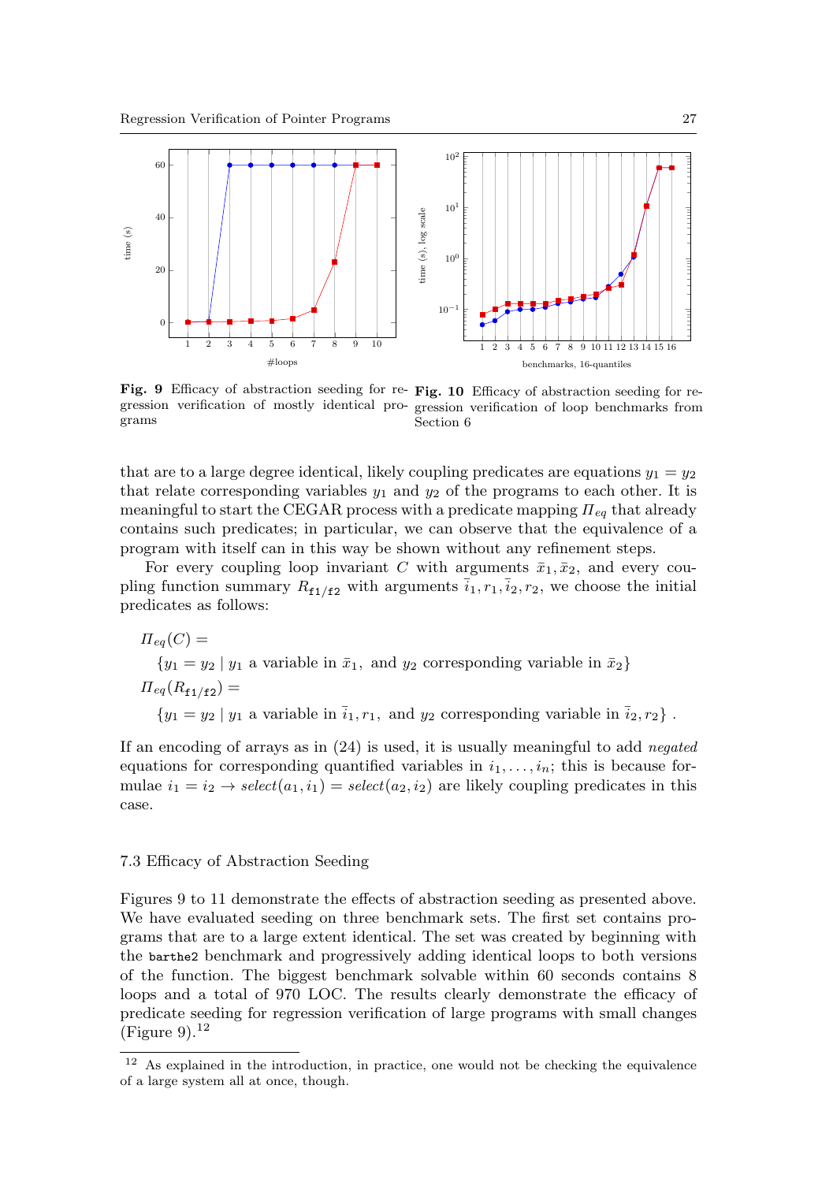60

40

20

0

time (s)

1 2 3 4 5 6 7 8 9 10

#loops

**Fig. 9** Efficacy of abstraction seeding for regression verification of mostly identical programs

$10^2$

$10^1$

$10^0$

$10^{-1}$

time (s), log scale

1 2 3 4 5 6 7 8 9 10 11 12 13 14 15 16

benchmarks, 16-quantiles

**Fig. 10** Efficacy of abstraction seeding for regression verification of loop benchmarks from Section 6

that are to a large degree identical, likely coupling predicates are equations $y_1 = y_2$ that relate corresponding variables $y_1$ and $y_2$ of the programs to each other. It is meaningful to start the CEGAR process with a predicate mapping $\Pi_{eq}$ that already contains such predicates; in particular, we can observe that the equivalence of a program with itself can in this way be shown without any refinement steps.

For every coupling loop invariant $C$ with arguments $\bar{x}_1, \bar{x}_2$, and every coupling function summary $R_{\texttt{f1/f2}}$ with arguments $\bar{i}_1, r_1, \bar{i}_2, r_2$, we choose the initial predicates as follows:

$$
\begin{aligned}
&\Pi_{eq}(C) = \\
&\quad \{y_1 = y_2 \mid y_1 \text{ a variable in } \bar{x}_1, \text{ and } y_2 \text{ corresponding variable in } \bar{x}_2\} \\
&\Pi_{eq}(R_{\texttt{f1/f2}}) = \\
&\quad \{y_1 = y_2 \mid y_1 \text{ a variable in } \bar{i}_1, r_1, \text{ and } y_2 \text{ corresponding variable in } \bar{i}_2, r_2\}\ .
\end{aligned}
$$

If an encoding of arrays as in (24) is used, it is usually meaningful to add *negated* equations for corresponding quantified variables in $i_1, \ldots, i_n$; this is because formulae $i_1 = i_2 \rightarrow \mathit{select}(a_1, i_1) = \mathit{select}(a_2, i_2)$ are likely coupling predicates in this case.

### 7.3 Efficacy of Abstraction Seeding

Figures 9 to 11 demonstrate the effects of abstraction seeding as presented above. We have evaluated seeding on three benchmark sets. The first set contains programs that are to a large extent identical. The set was created by beginning with the `barthe2` benchmark and progressively adding identical loops to both versions of the function. The biggest benchmark solvable within 60 seconds contains 8 loops and a total of 970 LOC. The results clearly demonstrate the efficacy of predicate seeding for regression verification of large programs with small changes (Figure 9).[12]

[12] As explained in the introduction, in practice, one would not be checking the equivalence of a large system all at once, though.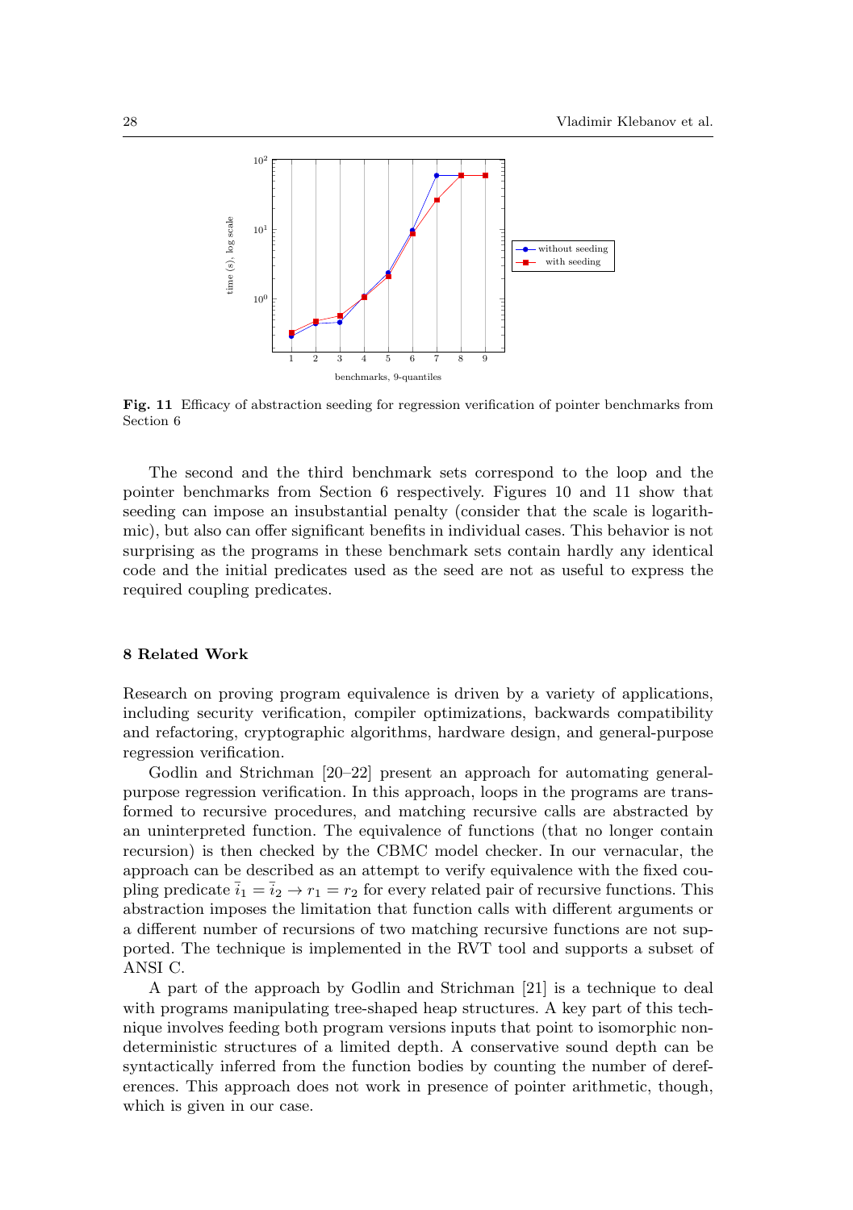**Fig. 11** Efficacy of abstraction seeding for regression verification of pointer benchmarks from Section 6

The second and the third benchmark sets correspond to the loop and the pointer benchmarks from Section 6 respectively. Figures 10 and 11 show that seeding can impose an insubstantial penalty (consider that the scale is logarithmic), but also can offer significant benefits in individual cases. This behavior is not surprising as the programs in these benchmark sets contain hardly any identical code and the initial predicates used as the seed are not as useful to express the required coupling predicates.

## 8 Related Work

Research on proving program equivalence is driven by a variety of applications, including security verification, compiler optimizations, backwards compatibility and refactoring, cryptographic algorithms, hardware design, and general-purpose regression verification.

Godlin and Strichman [20–22] present an approach for automating general-purpose regression verification. In this approach, loops in the programs are transformed to recursive procedures, and matching recursive calls are abstracted by an uninterpreted function. The equivalence of functions (that no longer contain recursion) is then checked by the CBMC model checker. In our vernacular, the approach can be described as an attempt to verify equivalence with the fixed coupling predicate $\bar{\imath}_1 = \bar{\imath}_2 \rightarrow r_1 = r_2$ for every related pair of recursive functions. This abstraction imposes the limitation that function calls with different arguments or a different number of recursions of two matching recursive functions are not supported. The technique is implemented in the RVT tool and supports a subset of ANSI C.

A part of the approach by Godlin and Strichman [21] is a technique to deal with programs manipulating tree-shaped heap structures. A key part of this technique involves feeding both program versions inputs that point to isomorphic nondeterministic structures of a limited depth. A conservative sound depth can be syntactically inferred from the function bodies by counting the number of dereferences. This approach does not work in presence of pointer arithmetic, though, which is given in our case.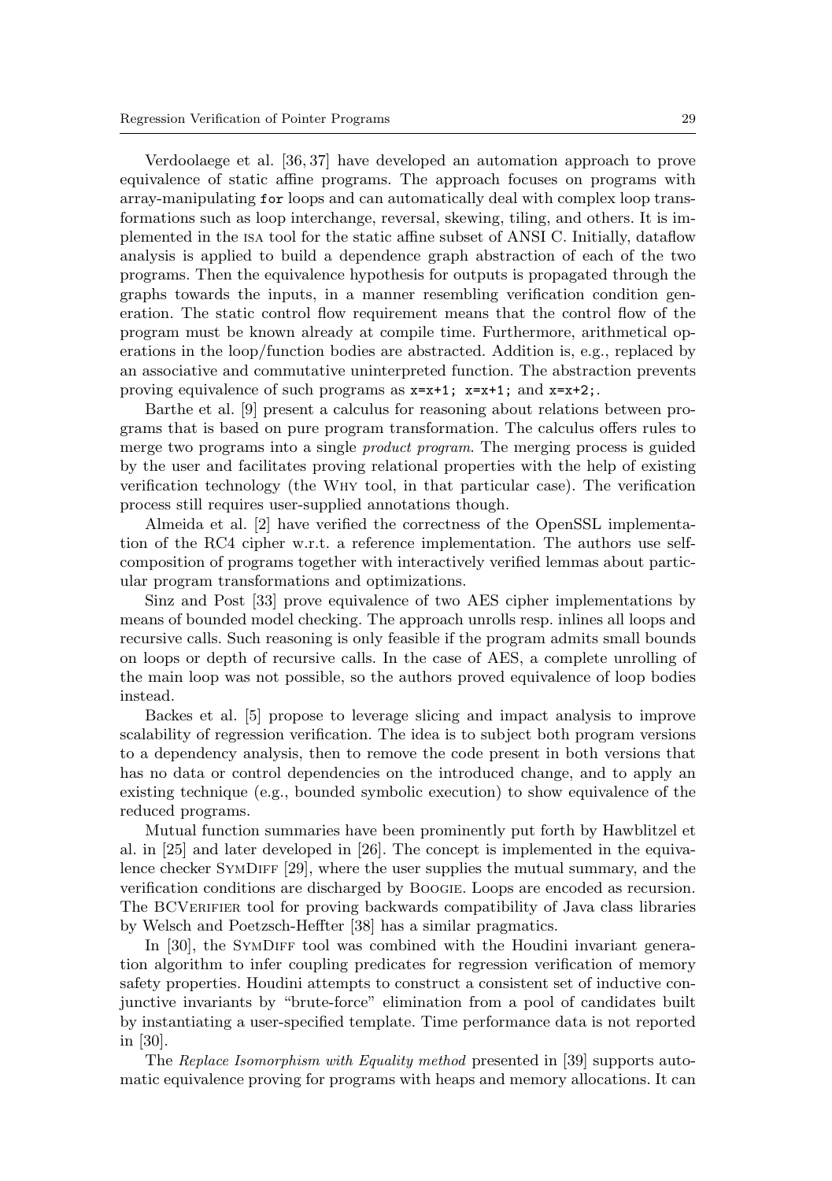Verdoolaege et al. [36, 37] have developed an automation approach to prove equivalence of static affine programs. The approach focuses on programs with array-manipulating `for` loops and can automatically deal with complex loop transformations such as loop interchange, reversal, skewing, tiling, and others. It is implemented in the ISA tool for the static affine subset of ANSI C. Initially, dataflow analysis is applied to build a dependence graph abstraction of each of the two programs. Then the equivalence hypothesis for outputs is propagated through the graphs towards the inputs, in a manner resembling verification condition generation. The static control flow requirement means that the control flow of the program must be known already at compile time. Furthermore, arithmetical operations in the loop/function bodies are abstracted. Addition is, e.g., replaced by an associative and commutative uninterpreted function. The abstraction prevents proving equivalence of such programs as `x=x+1; x=x+1;` and `x=x+2;`.

Barthe et al. [9] present a calculus for reasoning about relations between programs that is based on pure program transformation. The calculus offers rules to merge two programs into a single *product program*. The merging process is guided by the user and facilitates proving relational properties with the help of existing verification technology (the WHY tool, in that particular case). The verification process still requires user-supplied annotations though.

Almeida et al. [2] have verified the correctness of the OpenSSL implementation of the RC4 cipher w.r.t. a reference implementation. The authors use self-composition of programs together with interactively verified lemmas about particular program transformations and optimizations.

Sinz and Post [33] prove equivalence of two AES cipher implementations by means of bounded model checking. The approach unrolls resp. inlines all loops and recursive calls. Such reasoning is only feasible if the program admits small bounds on loops or depth of recursive calls. In the case of AES, a complete unrolling of the main loop was not possible, so the authors proved equivalence of loop bodies instead.

Backes et al. [5] propose to leverage slicing and impact analysis to improve scalability of regression verification. The idea is to subject both program versions to a dependency analysis, then to remove the code present in both versions that has no data or control dependencies on the introduced change, and to apply an existing technique (e.g., bounded symbolic execution) to show equivalence of the reduced programs.

Mutual function summaries have been prominently put forth by Hawblitzel et al. in [25] and later developed in [26]. The concept is implemented in the equivalence checker SYMDIFF [29], where the user supplies the mutual summary, and the verification conditions are discharged by BOOGIE. Loops are encoded as recursion. The BCVERIFIER tool for proving backwards compatibility of Java class libraries by Welsch and Poetzsch-Heffter [38] has a similar pragmatics.

In [30], the SYMDIFF tool was combined with the Houdini invariant generation algorithm to infer coupling predicates for regression verification of memory safety properties. Houdini attempts to construct a consistent set of inductive conjunctive invariants by "brute-force" elimination from a pool of candidates built by instantiating a user-specified template. Time performance data is not reported in [30].

The *Replace Isomorphism with Equality method* presented in [39] supports automatic equivalence proving for programs with heaps and memory allocations. It can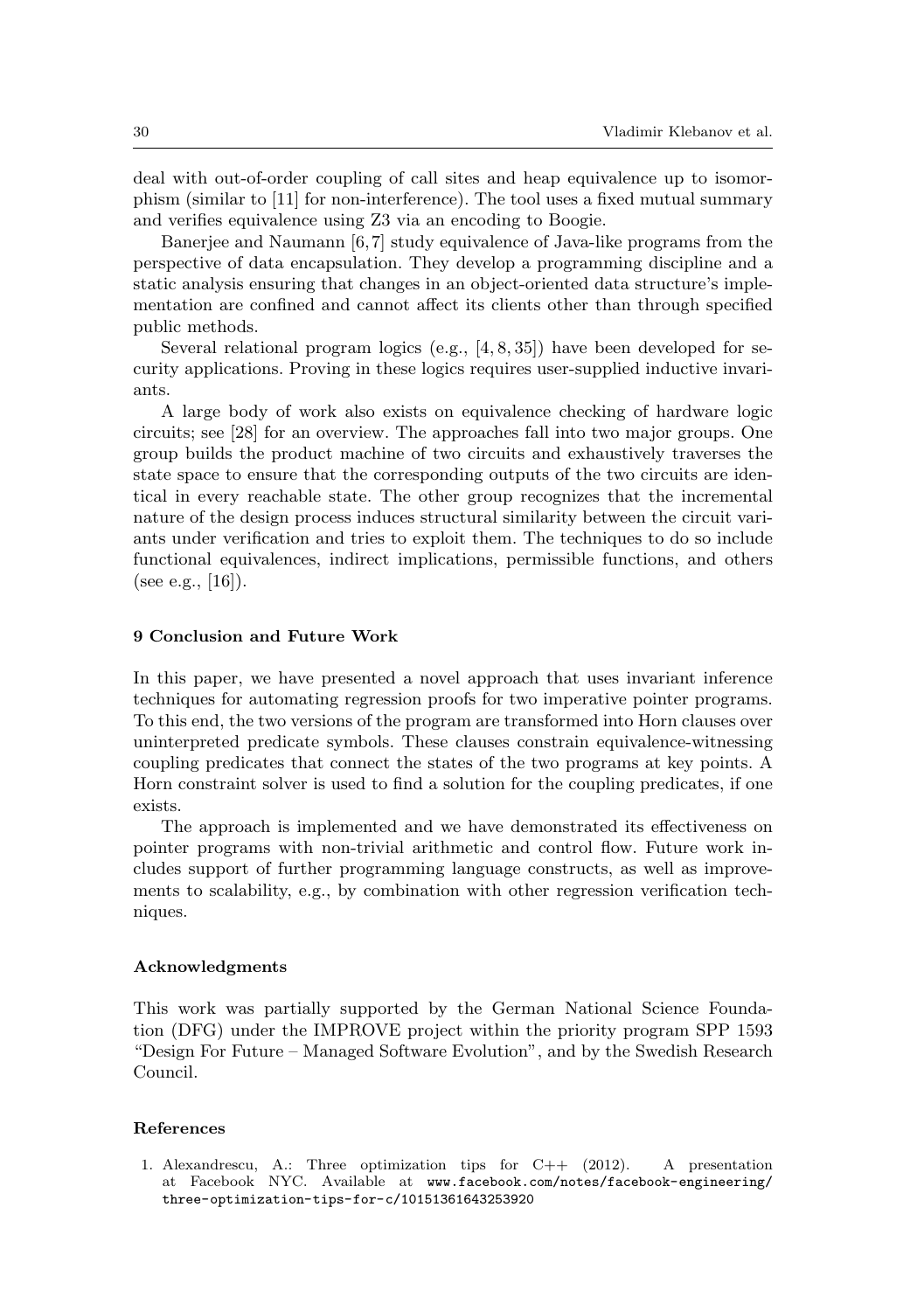deal with out-of-order coupling of call sites and heap equivalence up to isomorphism (similar to [11] for non-interference). The tool uses a fixed mutual summary and verifies equivalence using Z3 via an encoding to Boogie.

Banerjee and Naumann [6, 7] study equivalence of Java-like programs from the perspective of data encapsulation. They develop a programming discipline and a static analysis ensuring that changes in an object-oriented data structure's implementation are confined and cannot affect its clients other than through specified public methods.

Several relational program logics (e.g., [4, 8, 35]) have been developed for security applications. Proving in these logics requires user-supplied inductive invariants.

A large body of work also exists on equivalence checking of hardware logic circuits; see [28] for an overview. The approaches fall into two major groups. One group builds the product machine of two circuits and exhaustively traverses the state space to ensure that the corresponding outputs of the two circuits are identical in every reachable state. The other group recognizes that the incremental nature of the design process induces structural similarity between the circuit variants under verification and tries to exploit them. The techniques to do so include functional equivalences, indirect implications, permissible functions, and others (see e.g., [16]).

## 9 Conclusion and Future Work

In this paper, we have presented a novel approach that uses invariant inference techniques for automating regression proofs for two imperative pointer programs. To this end, the two versions of the program are transformed into Horn clauses over uninterpreted predicate symbols. These clauses constrain equivalence-witnessing coupling predicates that connect the states of the two programs at key points. A Horn constraint solver is used to find a solution for the coupling predicates, if one exists.

The approach is implemented and we have demonstrated its effectiveness on pointer programs with non-trivial arithmetic and control flow. Future work includes support of further programming language constructs, as well as improvements to scalability, e.g., by combination with other regression verification techniques.

## Acknowledgments

This work was partially supported by the German National Science Foundation (DFG) under the IMPROVE project within the priority program SPP 1593 "Design For Future – Managed Software Evolution", and by the Swedish Research Council.

## References

1. Alexandrescu, A.: Three optimization tips for C++ (2012). A presentation at Facebook NYC. Available at www.facebook.com/notes/facebook-engineering/three-optimization-tips-for-c/10151361643253920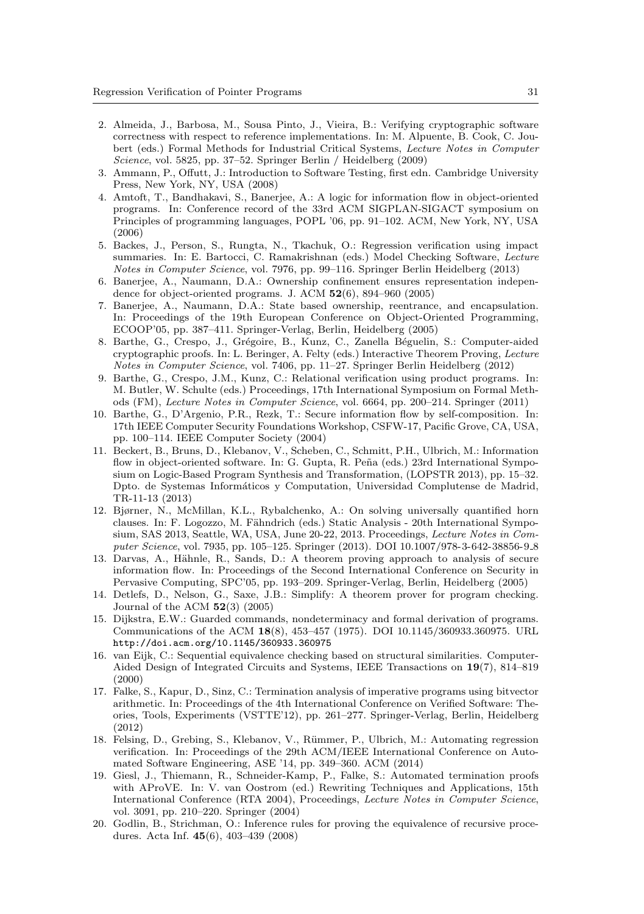2. Almeida, J., Barbosa, M., Sousa Pinto, J., Vieira, B.: Verifying cryptographic software correctness with respect to reference implementations. In: M. Alpuente, B. Cook, C. Joubert (eds.) Formal Methods for Industrial Critical Systems, *Lecture Notes in Computer Science*, vol. 5825, pp. 37–52. Springer Berlin / Heidelberg (2009)
3. Ammann, P., Offutt, J.: Introduction to Software Testing, first edn. Cambridge University Press, New York, NY, USA (2008)
4. Amtoft, T., Bandhakavi, S., Banerjee, A.: A logic for information flow in object-oriented programs. In: Conference record of the 33rd ACM SIGPLAN-SIGACT symposium on Principles of programming languages, POPL '06, pp. 91–102. ACM, New York, NY, USA (2006)
5. Backes, J., Person, S., Rungta, N., Tkachuk, O.: Regression verification using impact summaries. In: E. Bartocci, C. Ramakrishnan (eds.) Model Checking Software, *Lecture Notes in Computer Science*, vol. 7976, pp. 99–116. Springer Berlin Heidelberg (2013)
6. Banerjee, A., Naumann, D.A.: Ownership confinement ensures representation independence for object-oriented programs. J. ACM **52**(6), 894–960 (2005)
7. Banerjee, A., Naumann, D.A.: State based ownership, reentrance, and encapsulation. In: Proceedings of the 19th European Conference on Object-Oriented Programming, ECOOP'05, pp. 387–411. Springer-Verlag, Berlin, Heidelberg (2005)
8. Barthe, G., Crespo, J., Grégoire, B., Kunz, C., Zanella Béguelin, S.: Computer-aided cryptographic proofs. In: L. Beringer, A. Felty (eds.) Interactive Theorem Proving, *Lecture Notes in Computer Science*, vol. 7406, pp. 11–27. Springer Berlin Heidelberg (2012)
9. Barthe, G., Crespo, J.M., Kunz, C.: Relational verification using product programs. In: M. Butler, W. Schulte (eds.) Proceedings, 17th International Symposium on Formal Methods (FM), *Lecture Notes in Computer Science*, vol. 6664, pp. 200–214. Springer (2011)
10. Barthe, G., D'Argenio, P.R., Rezk, T.: Secure information flow by self-composition. In: 17th IEEE Computer Security Foundations Workshop, CSFW-17, Pacific Grove, CA, USA, pp. 100–114. IEEE Computer Society (2004)
11. Beckert, B., Bruns, D., Klebanov, V., Scheben, C., Schmitt, P.H., Ulbrich, M.: Information flow in object-oriented software. In: G. Gupta, R. Peña (eds.) 23rd International Symposium on Logic-Based Program Synthesis and Transformation, (LOPSTR 2013), pp. 15–32. Dpto. de Systemas Informáticos y Computation, Universidad Complutense de Madrid, TR-11-13 (2013)
12. Bjørner, N., McMillan, K.L., Rybalchenko, A.: On solving universally quantified horn clauses. In: F. Logozzo, M. Fähndrich (eds.) Static Analysis - 20th International Symposium, SAS 2013, Seattle, WA, USA, June 20-22, 2013. Proceedings, *Lecture Notes in Computer Science*, vol. 7935, pp. 105–125. Springer (2013). DOI 10.1007/978-3-642-38856-9_8
13. Darvas, A., Hähnle, R., Sands, D.: A theorem proving approach to analysis of secure information flow. In: Proceedings of the Second International Conference on Security in Pervasive Computing, SPC'05, pp. 193–209. Springer-Verlag, Berlin, Heidelberg (2005)
14. Detlefs, D., Nelson, G., Saxe, J.B.: Simplify: A theorem prover for program checking. Journal of the ACM **52**(3) (2005)
15. Dijkstra, E.W.: Guarded commands, nondeterminacy and formal derivation of programs. Communications of the ACM **18**(8), 453–457 (1975). DOI 10.1145/360933.360975. URL `http://doi.acm.org/10.1145/360933.360975`
16. van Eijk, C.: Sequential equivalence checking based on structural similarities. Computer-Aided Design of Integrated Circuits and Systems, IEEE Transactions on **19**(7), 814–819 (2000)
17. Falke, S., Kapur, D., Sinz, C.: Termination analysis of imperative programs using bitvector arithmetic. In: Proceedings of the 4th International Conference on Verified Software: Theories, Tools, Experiments (VSTTE'12), pp. 261–277. Springer-Verlag, Berlin, Heidelberg (2012)
18. Felsing, D., Grebing, S., Klebanov, V., Rümmer, P., Ulbrich, M.: Automating regression verification. In: Proceedings of the 29th ACM/IEEE International Conference on Automated Software Engineering, ASE '14, pp. 349–360. ACM (2014)
19. Giesl, J., Thiemann, R., Schneider-Kamp, P., Falke, S.: Automated termination proofs with AProVE. In: V. van Oostrom (ed.) Rewriting Techniques and Applications, 15th International Conference (RTA 2004), Proceedings, *Lecture Notes in Computer Science*, vol. 3091, pp. 210–220. Springer (2004)
20. Godlin, B., Strichman, O.: Inference rules for proving the equivalence of recursive procedures. Acta Inf. **45**(6), 403–439 (2008)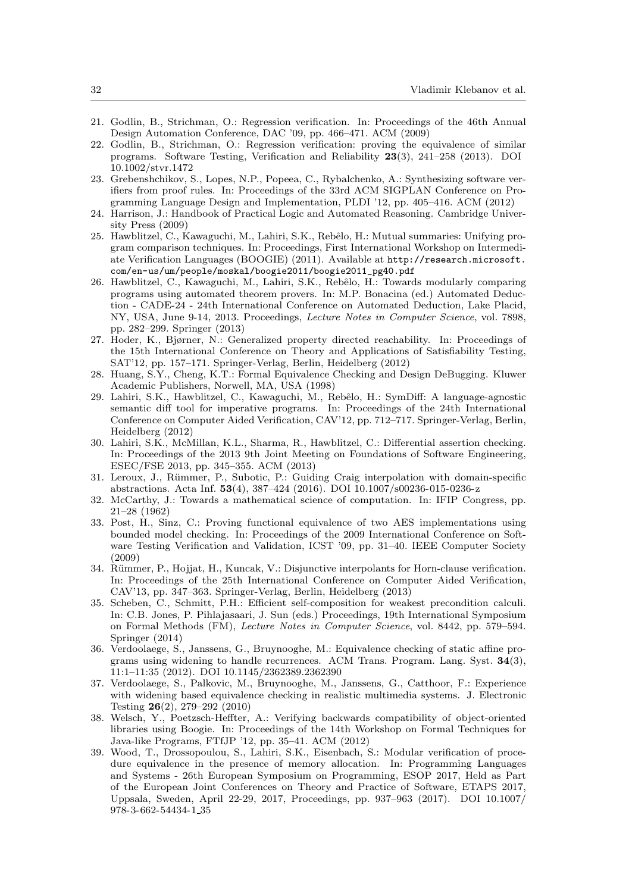21. Godlin, B., Strichman, O.: Regression verification. In: Proceedings of the 46th Annual Design Automation Conference, DAC '09, pp. 466–471. ACM (2009)
22. Godlin, B., Strichman, O.: Regression verification: proving the equivalence of similar programs. Software Testing, Verification and Reliability **23**(3), 241–258 (2013). DOI 10.1002/stvr.1472
23. Grebenshchikov, S., Lopes, N.P., Popeea, C., Rybalchenko, A.: Synthesizing software verifiers from proof rules. In: Proceedings of the 33rd ACM SIGPLAN Conference on Programming Language Design and Implementation, PLDI '12, pp. 405–416. ACM (2012)
24. Harrison, J.: Handbook of Practical Logic and Automated Reasoning. Cambridge University Press (2009)
25. Hawblitzel, C., Kawaguchi, M., Lahiri, S.K., Rebêlo, H.: Mutual summaries: Unifying program comparison techniques. In: Proceedings, First International Workshop on Intermediate Verification Languages (BOOGIE) (2011). Available at `http://research.microsoft.com/en-us/um/people/moskal/boogie2011/boogie2011_pg40.pdf`
26. Hawblitzel, C., Kawaguchi, M., Lahiri, S.K., Rebêlo, H.: Towards modularly comparing programs using automated theorem provers. In: M.P. Bonacina (ed.) Automated Deduction - CADE-24 - 24th International Conference on Automated Deduction, Lake Placid, NY, USA, June 9-14, 2013. Proceedings, *Lecture Notes in Computer Science*, vol. 7898, pp. 282–299. Springer (2013)
27. Hoder, K., Bjørner, N.: Generalized property directed reachability. In: Proceedings of the 15th International Conference on Theory and Applications of Satisfiability Testing, SAT'12, pp. 157–171. Springer-Verlag, Berlin, Heidelberg (2012)
28. Huang, S.Y., Cheng, K.T.: Formal Equivalence Checking and Design DeBugging. Kluwer Academic Publishers, Norwell, MA, USA (1998)
29. Lahiri, S.K., Hawblitzel, C., Kawaguchi, M., Rebêlo, H.: SymDiff: A language-agnostic semantic diff tool for imperative programs. In: Proceedings of the 24th International Conference on Computer Aided Verification, CAV'12, pp. 712–717. Springer-Verlag, Berlin, Heidelberg (2012)
30. Lahiri, S.K., McMillan, K.L., Sharma, R., Hawblitzel, C.: Differential assertion checking. In: Proceedings of the 2013 9th Joint Meeting on Foundations of Software Engineering, ESEC/FSE 2013, pp. 345–355. ACM (2013)
31. Leroux, J., Rümmer, P., Subotic, P.: Guiding Craig interpolation with domain-specific abstractions. Acta Inf. **53**(4), 387–424 (2016). DOI 10.1007/s00236-015-0236-z
32. McCarthy, J.: Towards a mathematical science of computation. In: IFIP Congress, pp. 21–28 (1962)
33. Post, H., Sinz, C.: Proving functional equivalence of two AES implementations using bounded model checking. In: Proceedings of the 2009 International Conference on Software Testing Verification and Validation, ICST '09, pp. 31–40. IEEE Computer Society (2009)
34. Rümmer, P., Hojjat, H., Kuncak, V.: Disjunctive interpolants for Horn-clause verification. In: Proceedings of the 25th International Conference on Computer Aided Verification, CAV'13, pp. 347–363. Springer-Verlag, Berlin, Heidelberg (2013)
35. Scheben, C., Schmitt, P.H.: Efficient self-composition for weakest precondition calculi. In: C.B. Jones, P. Pihlajasaari, J. Sun (eds.) Proceedings, 19th International Symposium on Formal Methods (FM), *Lecture Notes in Computer Science*, vol. 8442, pp. 579–594. Springer (2014)
36. Verdoolaege, S., Janssens, G., Bruynooghe, M.: Equivalence checking of static affine programs using widening to handle recurrences. ACM Trans. Program. Lang. Syst. **34**(3), 11:1–11:35 (2012). DOI 10.1145/2362389.2362390
37. Verdoolaege, S., Palkovic, M., Bruynooghe, M., Janssens, G., Catthoor, F.: Experience with widening based equivalence checking in realistic multimedia systems. J. Electronic Testing **26**(2), 279–292 (2010)
38. Welsch, Y., Poetzsch-Heffter, A.: Verifying backwards compatibility of object-oriented libraries using Boogie. In: Proceedings of the 14th Workshop on Formal Techniques for Java-like Programs, FTfJP '12, pp. 35–41. ACM (2012)
39. Wood, T., Drossopoulou, S., Lahiri, S.K., Eisenbach, S.: Modular verification of procedure equivalence in the presence of memory allocation. In: Programming Languages and Systems - 26th European Symposium on Programming, ESOP 2017, Held as Part of the European Joint Conferences on Theory and Practice of Software, ETAPS 2017, Uppsala, Sweden, April 22-29, 2017, Proceedings, pp. 937–963 (2017). DOI 10.1007/978-3-662-54434-1_35